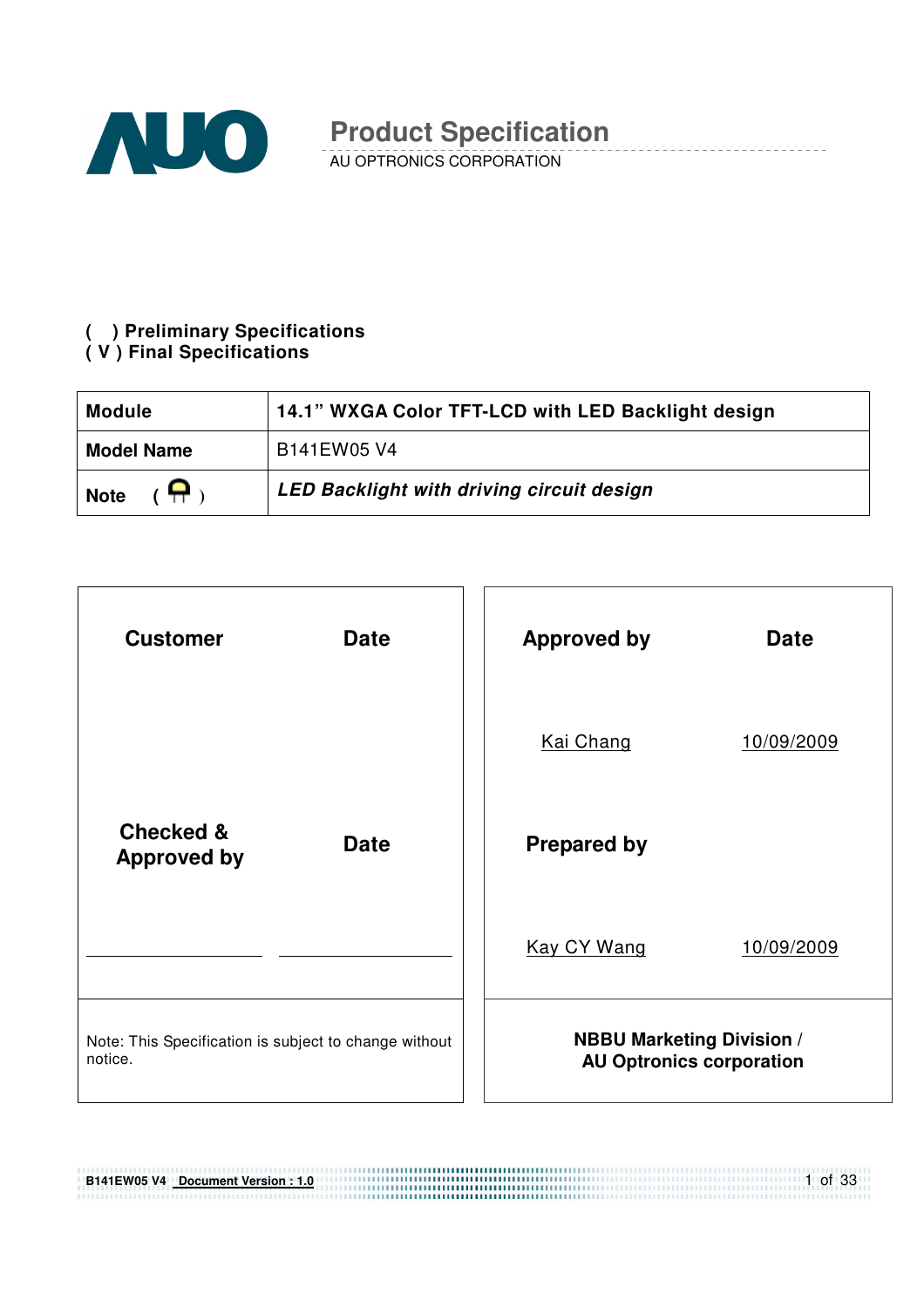# Product Specification

AU OPTRONICS CORPORATION

**( ) Preliminary Specifications**
**( V ) Final Specifications**

| **Module** | **14.1" WXGA Color TFT-LCD with LED Backlight design** |
|---|---|
| **Model Name** | B141EW05 V4 |
| **Note** ( ) | ***LED Backlight with driving circuit design*** |

| **Customer** | **Date** | **Approved by** | **Date** |
|---|---|---|---|
| | | Kai Chang | 10/09/2009 |
| **Checked & Approved by** | **Date** | **Prepared by** | |
| | | Kay CY Wang | 10/09/2009 |
| Note: This Specification is subject to change without notice. | | **NBBU Marketing Division / AU Optronics corporation** | |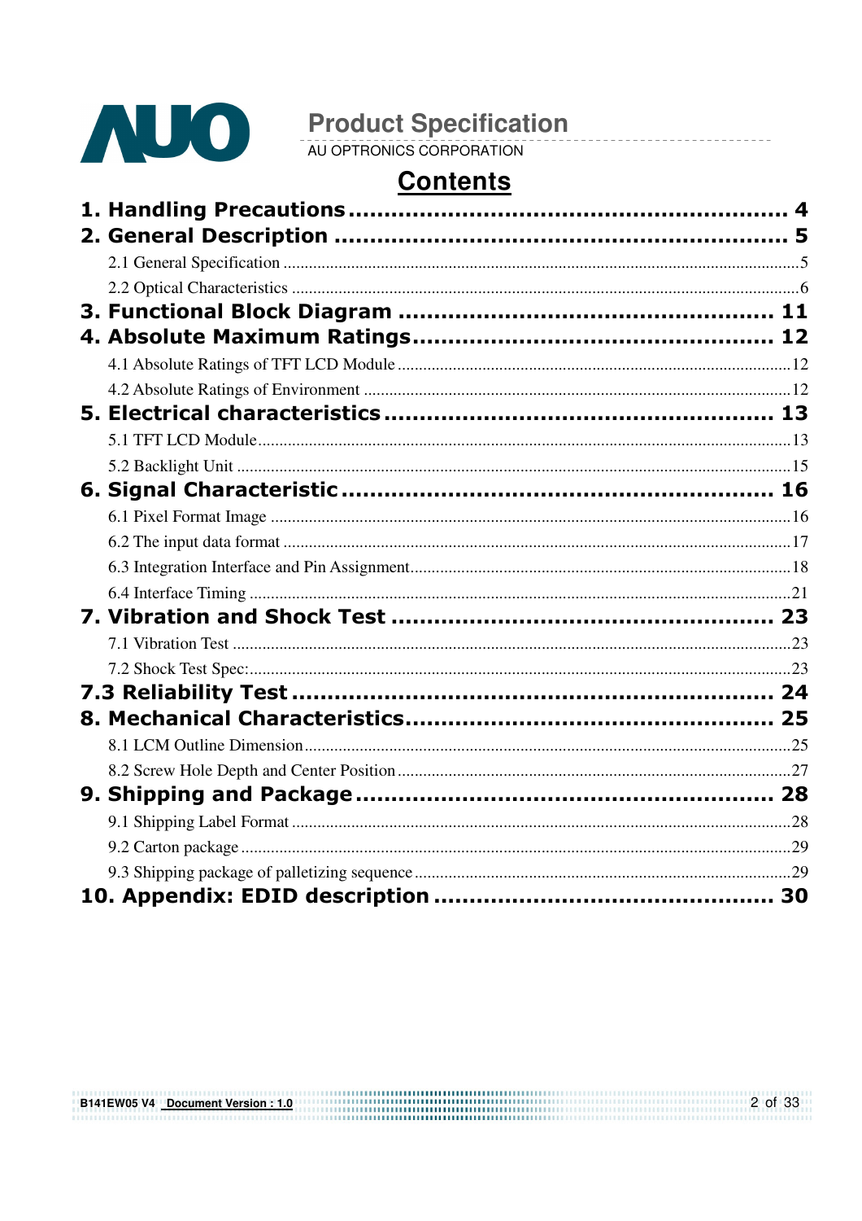# Contents

**1. Handling Precautions ............................................................ 4**

**2. General Description ............................................................ 5**

2.1 General Specification ............................................................ 5

2.2 Optical Characteristics ............................................................ 6

**3. Functional Block Diagram ............................................................ 11**

**4. Absolute Maximum Ratings ............................................................ 12**

4.1 Absolute Ratings of TFT LCD Module ............................................................ 12

4.2 Absolute Ratings of Environment ............................................................ 12

**5. Electrical characteristics ............................................................ 13**

5.1 TFT LCD Module ............................................................ 13

5.2 Backlight Unit ............................................................ 15

**6. Signal Characteristic ............................................................ 16**

6.1 Pixel Format Image ............................................................ 16

6.2 The input data format ............................................................ 17

6.3 Integration Interface and Pin Assignment ............................................................ 18

6.4 Interface Timing ............................................................ 21

**7. Vibration and Shock Test ............................................................ 23**

7.1 Vibration Test ............................................................ 23

7.2 Shock Test Spec: ............................................................ 23

**7.3 Reliability Test ............................................................ 24**

**8. Mechanical Characteristics ............................................................ 25**

8.1 LCM Outline Dimension ............................................................ 25

8.2 Screw Hole Depth and Center Position ............................................................ 27

**9. Shipping and Package ............................................................ 28**

9.1 Shipping Label Format ............................................................ 28

9.2 Carton package ............................................................ 29

9.3 Shipping package of palletizing sequence ............................................................ 29

**10. Appendix: EDID description ............................................................ 30**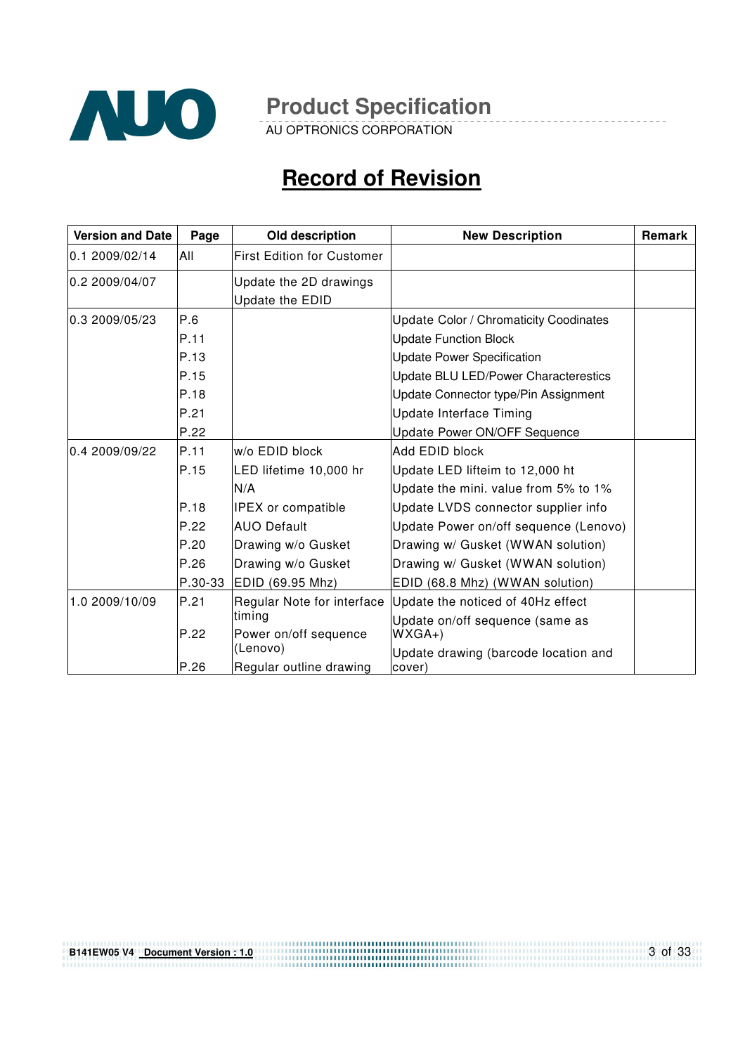# Record of Revision

| Version and Date | Page | Old description | New Description | Remark |
|---|---|---|---|---|
| 0.1 2009/02/14 | All | First Edition for Customer | | |
| 0.2 2009/04/07 | | Update the 2D drawings<br>Update the EDID | | |
| 0.3 2009/05/23 | P.6<br>P.11<br>P.13<br>P.15<br>P.18<br>P.21<br>P.22 | | Update Color / Chromaticity Coodinates<br>Update Function Block<br>Update Power Specification<br>Update BLU LED/Power Characterestics<br>Update Connector type/Pin Assignment<br>Update Interface Timing<br>Update Power ON/OFF Sequence | |
| 0.4 2009/09/22 | P.11<br>P.15<br><br>P.18<br>P.22<br>P.20<br>P.26<br>P.30-33 | w/o EDID block<br>LED lifetime 10,000 hr<br>N/A<br>IPEX or compatible<br>AUO Default<br>Drawing w/o Gusket<br>Drawing w/o Gusket<br>EDID (69.95 Mhz) | Add EDID block<br>Update LED lifteim to 12,000 ht<br>Update the mini. value from 5% to 1%<br>Update LVDS connector supplier info<br>Update Power on/off sequence (Lenovo)<br>Drawing w/ Gusket (WWAN solution)<br>Drawing w/ Gusket (WWAN solution)<br>EDID (68.8 Mhz) (WWAN solution) | |
| 1.0 2009/10/09 | P.21<br><br>P.22<br><br>P.26 | Regular Note for interface timing<br>Power on/off sequence (Lenovo)<br>Regular outline drawing | Update the noticed of 40Hz effect<br>Update on/off sequence (same as WXGA+)<br>Update drawing (barcode location and cover) | |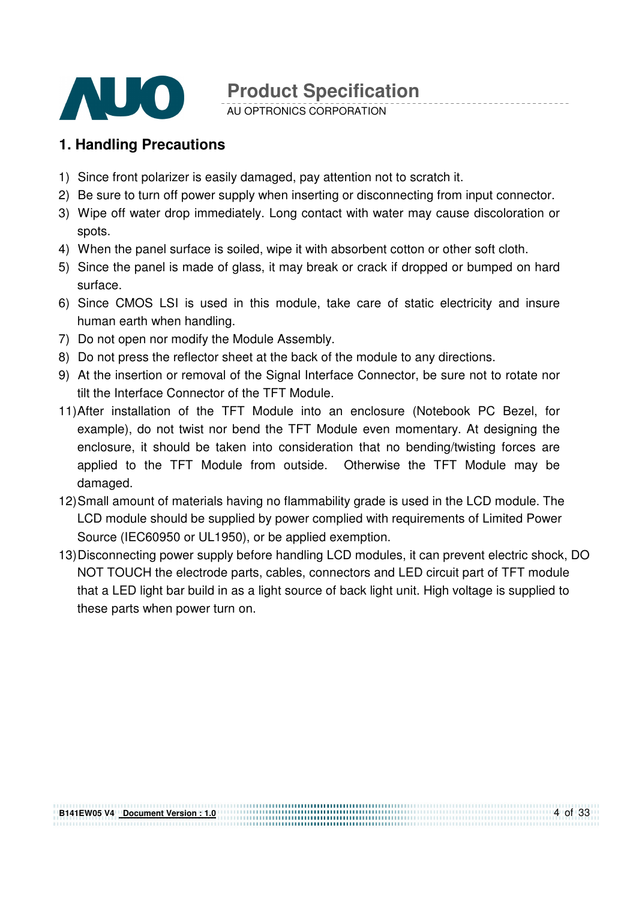## 1. Handling Precautions

1) Since front polarizer is easily damaged, pay attention not to scratch it.
2) Be sure to turn off power supply when inserting or disconnecting from input connector.
3) Wipe off water drop immediately. Long contact with water may cause discoloration or spots.
4) When the panel surface is soiled, wipe it with absorbent cotton or other soft cloth.
5) Since the panel is made of glass, it may break or crack if dropped or bumped on hard surface.
6) Since CMOS LSI is used in this module, take care of static electricity and insure human earth when handling.
7) Do not open nor modify the Module Assembly.
8) Do not press the reflector sheet at the back of the module to any directions.
9) At the insertion or removal of the Signal Interface Connector, be sure not to rotate nor tilt the Interface Connector of the TFT Module.

11) After installation of the TFT Module into an enclosure (Notebook PC Bezel, for example), do not twist nor bend the TFT Module even momentary. At designing the enclosure, it should be taken into consideration that no bending/twisting forces are applied to the TFT Module from outside. Otherwise the TFT Module may be damaged.
12) Small amount of materials having no flammability grade is used in the LCD module. The LCD module should be supplied by power complied with requirements of Limited Power Source (IEC60950 or UL1950), or be applied exemption.
13) Disconnecting power supply before handling LCD modules, it can prevent electric shock, DO NOT TOUCH the electrode parts, cables, connectors and LED circuit part of TFT module that a LED light bar build in as a light source of back light unit. High voltage is supplied to these parts when power turn on.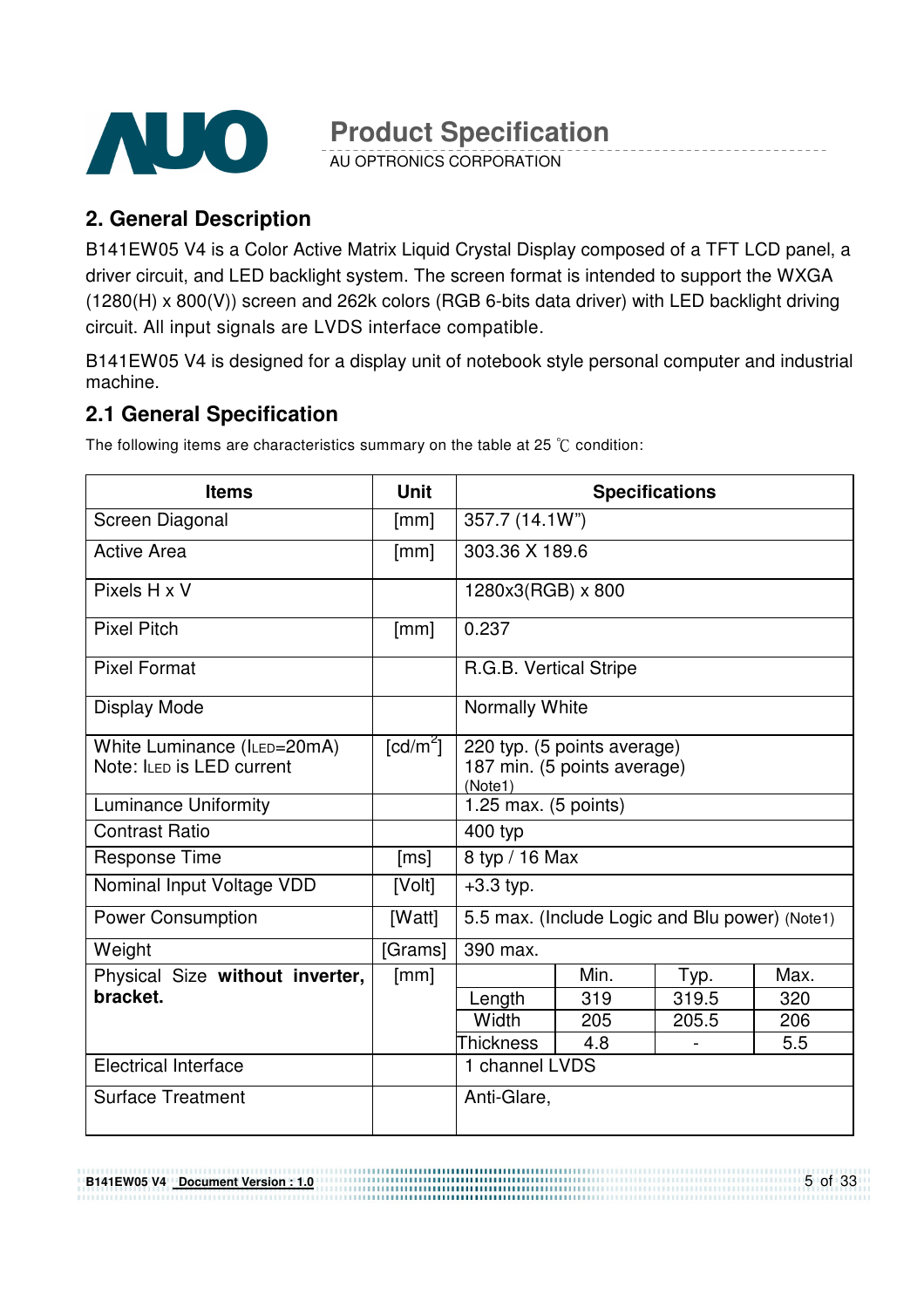## 2. General Description

B141EW05 V4 is a Color Active Matrix Liquid Crystal Display composed of a TFT LCD panel, a driver circuit, and LED backlight system. The screen format is intended to support the WXGA (1280(H) x 800(V)) screen and 262k colors (RGB 6-bits data driver) with LED backlight driving circuit. All input signals are LVDS interface compatible.

B141EW05 V4 is designed for a display unit of notebook style personal computer and industrial machine.

## 2.1 General Specification

The following items are characteristics summary on the table at 25 ℃ condition:

| Items | Unit | Specifications | | | |
|---|---|---|---|---|---|
| Screen Diagonal | [mm] | 357.7 (14.1W") | | | |
| Active Area | [mm] | 303.36 X 189.6 | | | |
| Pixels H x V | | 1280x3(RGB) x 800 | | | |
| Pixel Pitch | [mm] | 0.237 | | | |
| Pixel Format | | R.G.B. Vertical Stripe | | | |
| Display Mode | | Normally White | | | |
| White Luminance ($I_{LED}$=20mA)<br>Note: $I_{LED}$ is LED current | [cd/m$^2$] | 220 typ. (5 points average)<br>187 min. (5 points average)<br>(Note1) | | | |
| Luminance Uniformity | | 1.25 max. (5 points) | | | |
| Contrast Ratio | | 400 typ | | | |
| Response Time | [ms] | 8 typ / 16 Max | | | |
| Nominal Input Voltage VDD | [Volt] | +3.3 typ. | | | |
| Power Consumption | [Watt] | 5.5 max. (Include Logic and Blu power) (Note1) | | | |
| Weight | [Grams] | 390 max. | | | |
| Physical Size **without inverter, bracket.** | [mm] | | Min. | Typ. | Max. |
| | | Length | 319 | 319.5 | 320 |
| | | Width | 205 | 205.5 | 206 |
| | | Thickness | 4.8 | - | 5.5 |
| Electrical Interface | | 1 channel LVDS | | | |
| Surface Treatment | | Anti-Glare, | | | |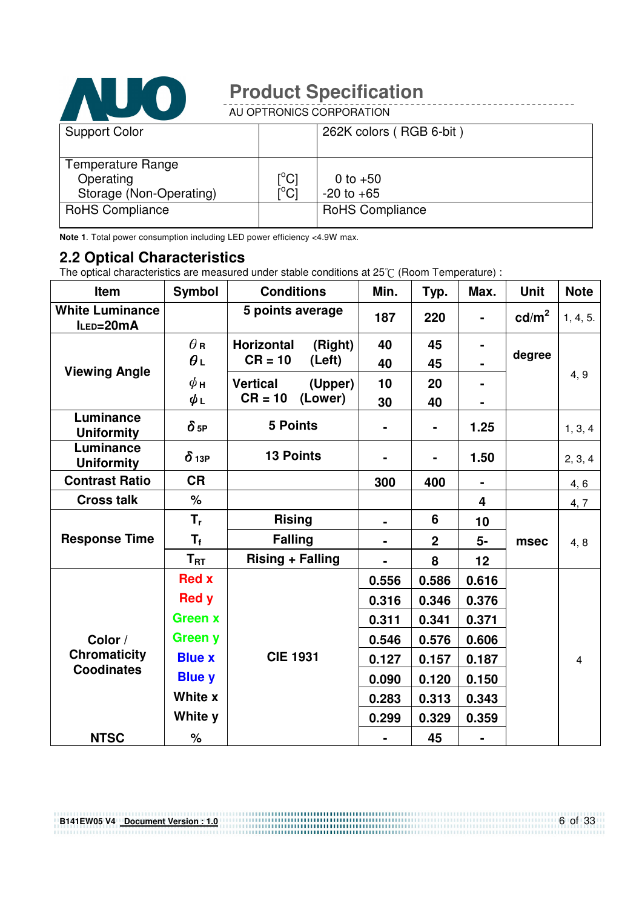| Support Color | | 262K colors ( RGB 6-bit ) |
|---|---|---|
| Temperature Range<br>Operating<br>Storage (Non-Operating) | <br>[°C]<br>[°C] | <br>0 to +50<br>-20 to +65 |
| RoHS Compliance | | RoHS Compliance |

**Note 1**. Total power consumption including LED power efficiency <4.9W max.

## 2.2 Optical Characteristics

The optical characteristics are measured under stable conditions at 25℃ (Room Temperature) :

| Item | Symbol | Conditions | Min. | Typ. | Max. | Unit | Note |
|---|---|---|---|---|---|---|---|
| **White Luminance** $I_{LED}$**=20mA** | | **5 points average** | **187** | **220** | **-** | **cd/m²** | 1, 4, 5. |
| **Viewing Angle** | $\theta_R$ | **Horizontal (Right) CR = 10** | **40** | **45** | **-** | **degree** | 4, 9 |
| | $\theta_L$ | **Horizontal (Left) CR = 10** | **40** | **45** | **-** | | |
| | $\phi_H$ | **Vertical (Upper) CR = 10** | **10** | **20** | **-** | | |
| | $\phi_L$ | **Vertical (Lower) CR = 10** | **30** | **40** | **-** | | |
| **Luminance Uniformity** | $\delta_{5P}$ | **5 Points** | **-** | **-** | **1.25** | | 1, 3, 4 |
| **Luminance Uniformity** | $\delta_{13P}$ | **13 Points** | **-** | **-** | **1.50** | | 2, 3, 4 |
| **Contrast Ratio** | **CR** | | **300** | **400** | **-** | | 4, 6 |
| **Cross talk** | **%** | | | | **4** | | 4, 7 |
| **Response Time** | $T_r$ | **Rising** | **-** | **6** | **10** | **msec** | 4, 8 |
| | $T_f$ | **Falling** | **-** | **2** | **5-** | | |
| | $T_{RT}$ | **Rising + Falling** | **-** | **8** | **12** | | |
| **Color / Chromaticity Coodinates** | **Red x** | **CIE 1931** | **0.556** | **0.586** | **0.616** | | 4 |
| | **Red y** | | **0.316** | **0.346** | **0.376** | | |
| | **Green x** | | **0.311** | **0.341** | **0.371** | | |
| | **Green y** | | **0.546** | **0.576** | **0.606** | | |
| | **Blue x** | | **0.127** | **0.157** | **0.187** | | |
| | **Blue y** | | **0.090** | **0.120** | **0.150** | | |
| | **White x** | | **0.283** | **0.313** | **0.343** | | |
| | **White y** | | **0.299** | **0.329** | **0.359** | | |
| **NTSC** | **%** | | **-** | **45** | **-** | | |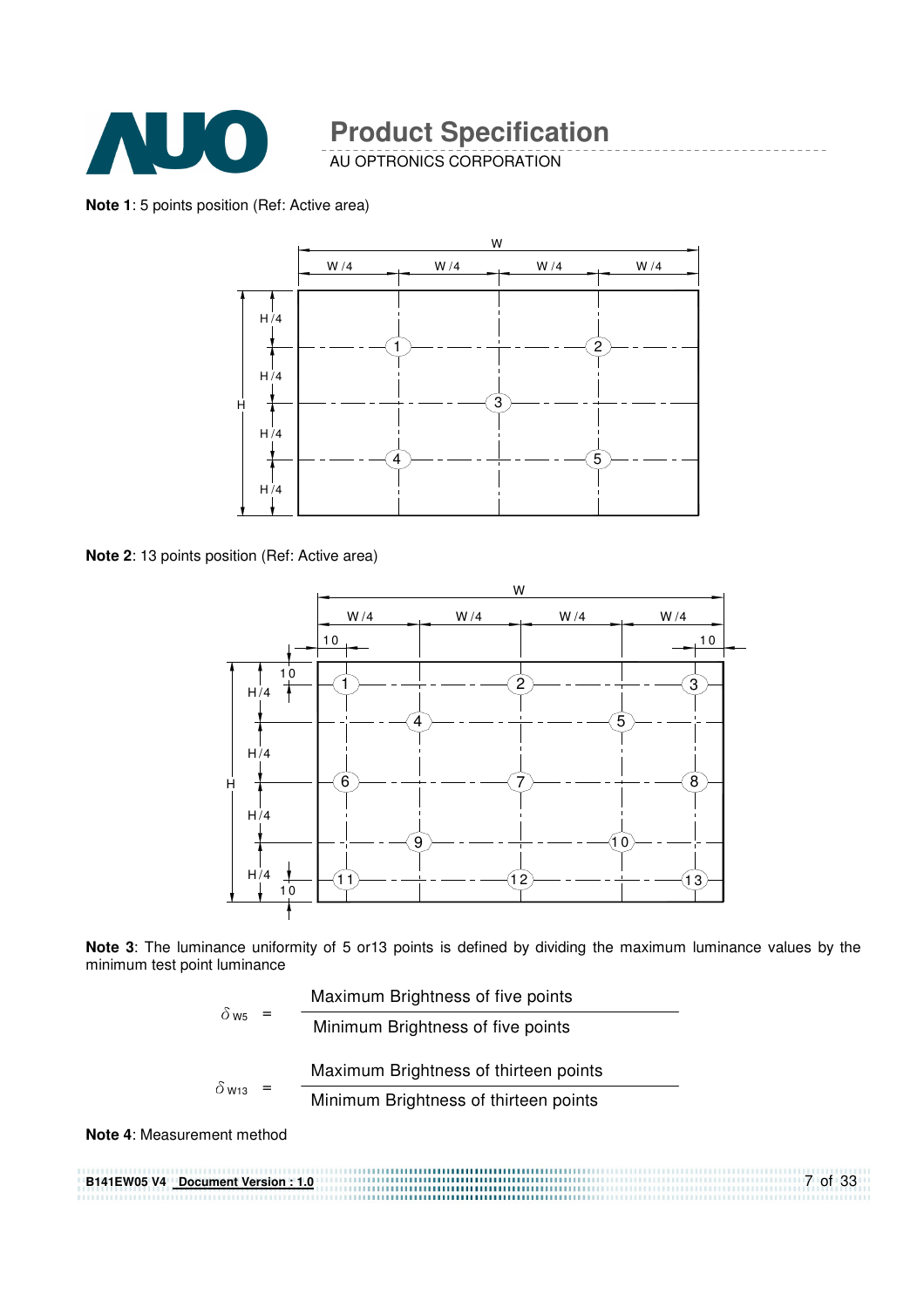**Note 1**: 5 points position (Ref: Active area)

**Note 2**: 13 points position (Ref: Active area)

**Note 3**: The luminance uniformity of 5 or13 points is defined by dividing the maximum luminance values by the minimum test point luminance

$$\delta_{W5} = \frac{\text{Maximum Brightness of five points}}{\text{Minimum Brightness of five points}}$$

$$\delta_{W13} = \frac{\text{Maximum Brightness of thirteen points}}{\text{Minimum Brightness of thirteen points}}$$

**Note 4**: Measurement method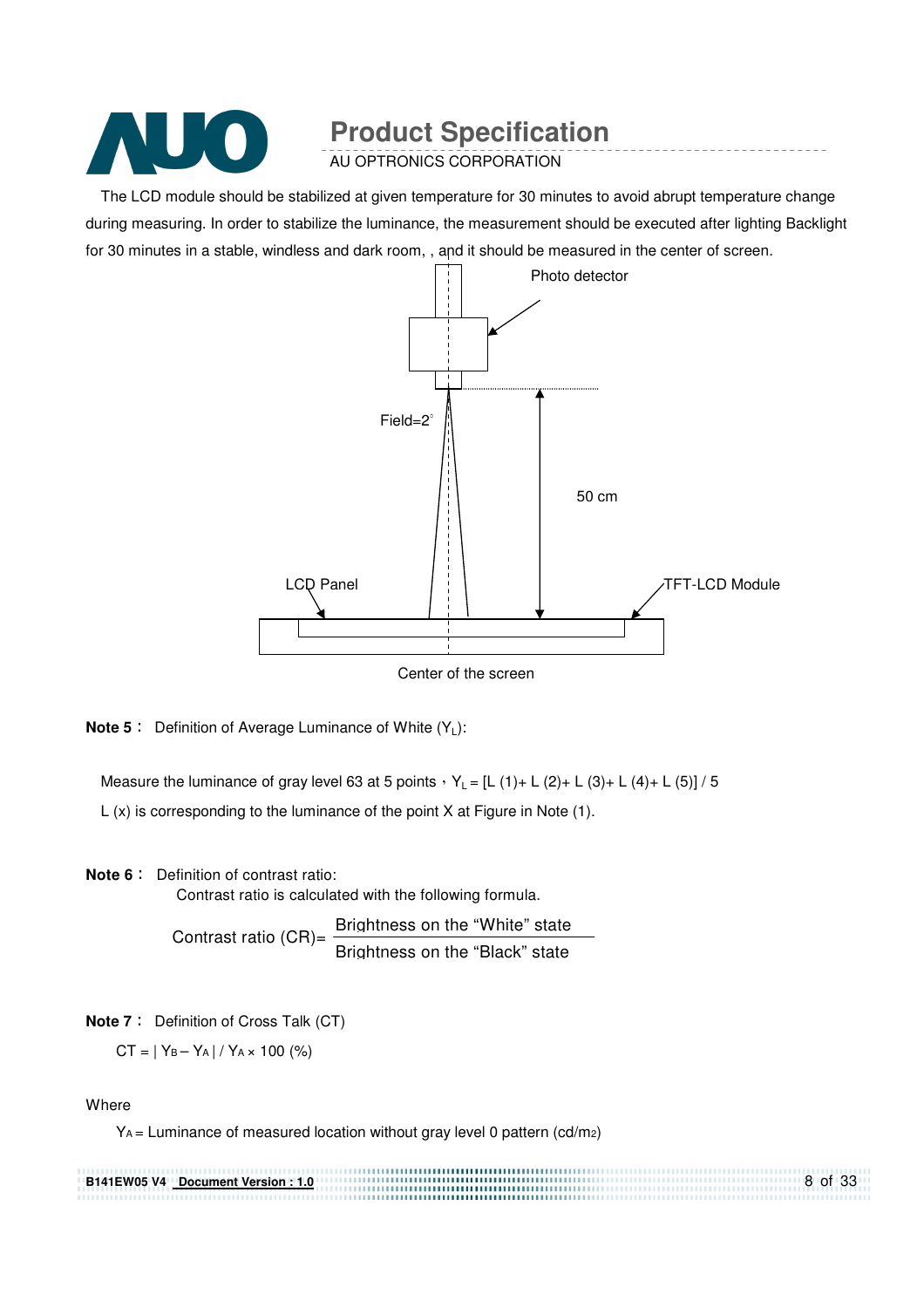The LCD module should be stabilized at given temperature for 30 minutes to avoid abrupt temperature change during measuring. In order to stabilize the luminance, the measurement should be executed after lighting Backlight for 30 minutes in a stable, windless and dark room, , and it should be measured in the center of screen.

Photo detector

Field=2°

50 cm

LCD Panel

TFT-LCD Module

Center of the screen

**Note 5：** Definition of Average Luminance of White ($Y_L$):

Measure the luminance of gray level 63 at 5 points，$Y_L$ = [L (1)+ L (2)+ L (3)+ L (4)+ L (5)] / 5

L (x) is corresponding to the luminance of the point X at Figure in Note (1).

**Note 6：** Definition of contrast ratio:

Contrast ratio is calculated with the following formula.

$$\text{Contrast ratio (CR)} = \frac{\text{Brightness on the “White” state}}{\text{Brightness on the “Black” state}}$$

**Note 7：** Definition of Cross Talk (CT)

$$CT = | Y_B - Y_A | / Y_A \times 100\ (\%)$$

Where

$Y_A$ = Luminance of measured location without gray level 0 pattern (cd/m2)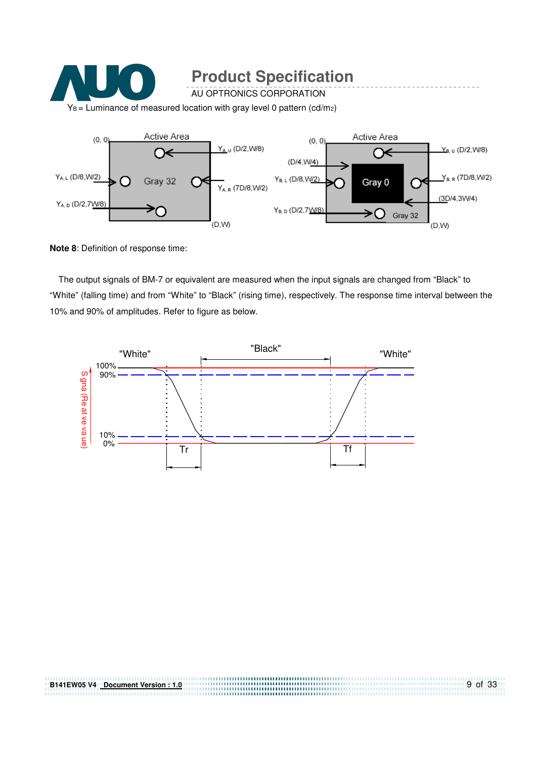$Y_B$ = Luminance of measured location with gray level 0 pattern (cd/m2)

**Note 8**: Definition of response time:

The output signals of BM-7 or equivalent are measured when the input signals are changed from "Black" to "White" (falling time) and from "White" to "Black" (rising time), respectively. The response time interval between the 10% and 90% of amplitudes. Refer to figure as below.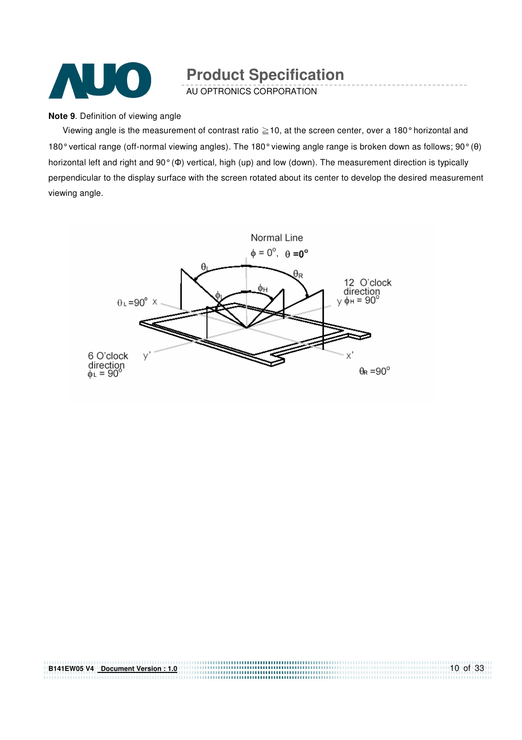**Note 9**. Definition of viewing angle

Viewing angle is the measurement of contrast ratio ≧10, at the screen center, over a 180° horizontal and 180° vertical range (off-normal viewing angles). The 180° viewing angle range is broken down as follows; 90° (θ) horizontal left and right and 90° (Φ) vertical, high (up) and low (down). The measurement direction is typically perpendicular to the display surface with the screen rotated about its center to develop the desired measurement viewing angle.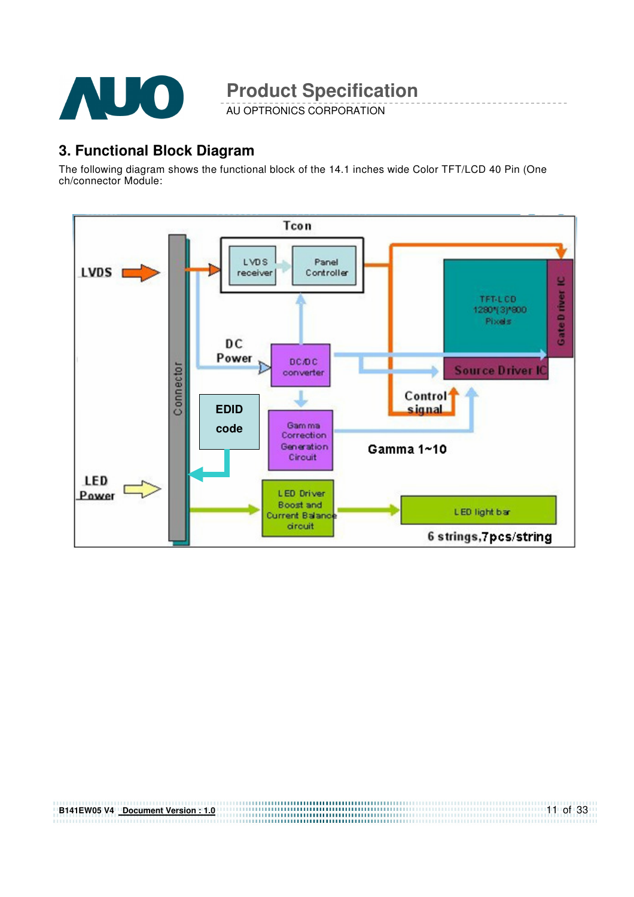## 3. Functional Block Diagram

The following diagram shows the functional block of the 14.1 inches wide Color TFT/LCD 40 Pin (One ch/connector Module:

Tcon

LVDS

LVDS receiver

Panel Controller

TFT-LCD 1280*(3)*800 Pixels

Gate Driver IC

DC Power

DC/DC converter

Source Driver IC

Connector

EDID code

Control signal

Gamma Correction Generation Circuit

Gamma 1~10

LED Power

LED Driver Boost and Current Balance circuit

LED light bar

6 strings,7pcs/string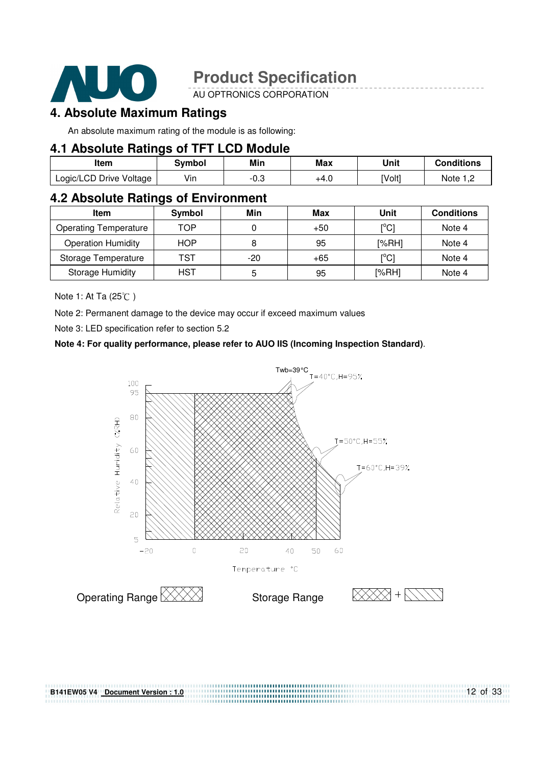# 4. Absolute Maximum Ratings

An absolute maximum rating of the module is as following:

## 4.1 Absolute Ratings of TFT LCD Module

| Item | Symbol | Min | Max | Unit | Conditions |
|---|---|---|---|---|---|
| Logic/LCD Drive Voltage | Vin | -0.3 | +4.0 | [Volt] | Note 1,2 |

## 4.2 Absolute Ratings of Environment

| Item | Symbol | Min | Max | Unit | Conditions |
|---|---|---|---|---|---|
| Operating Temperature | TOP | 0 | +50 | [°C] | Note 4 |
| Operation Humidity | HOP | 8 | 95 | [%RH] | Note 4 |
| Storage Temperature | TST | -20 | +65 | [°C] | Note 4 |
| Storage Humidity | HST | 5 | 95 | [%RH] | Note 4 |

Note 1: At Ta (25℃ )

Note 2: Permanent damage to the device may occur if exceed maximum values

Note 3: LED specification refer to section 5.2

**Note 4: For quality performance, please refer to AUO IIS (Incoming Inspection Standard)**.

Twb=39°C

T=40°C,H=95%

T=50°C,H=55%

T=60°C,H=39%

Relative Humidity (%RH)

Temperature °C

Operating Range

Storage Range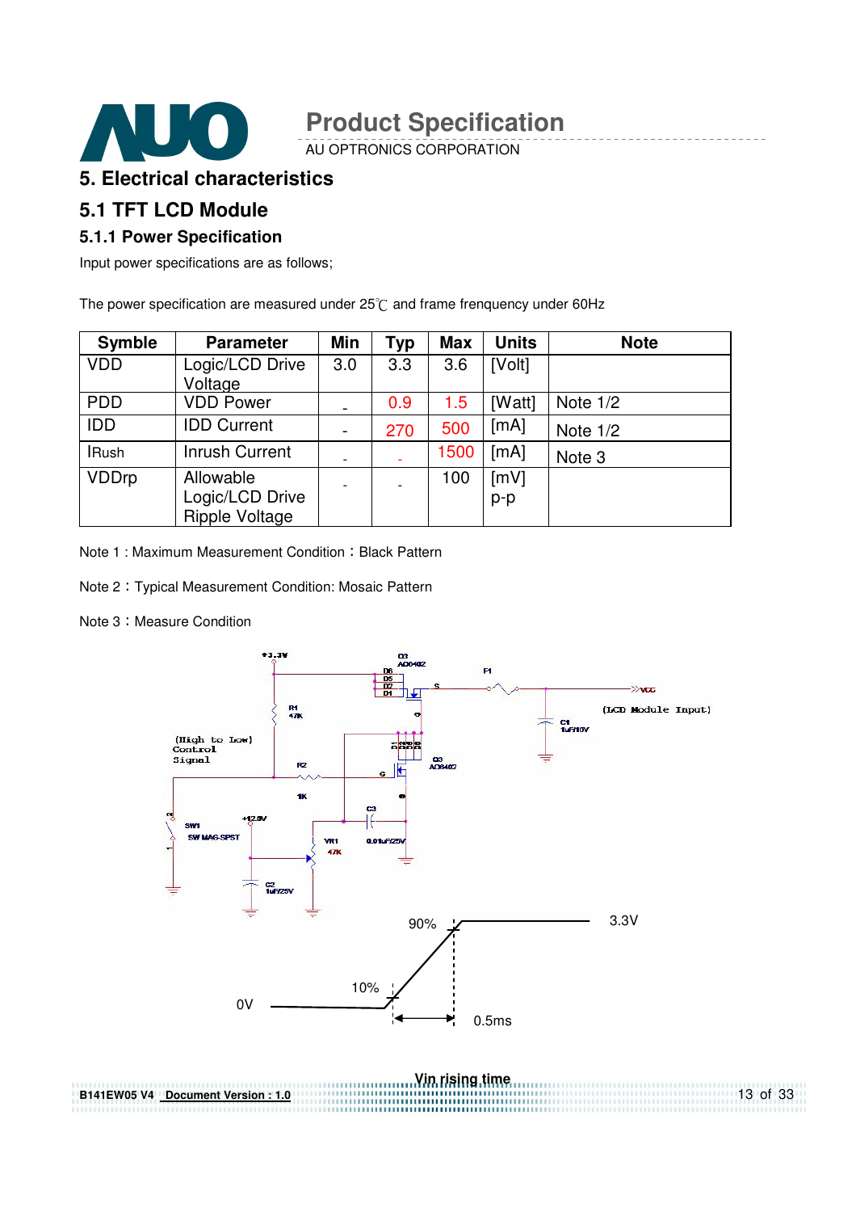# 5. Electrical characteristics

## 5.1 TFT LCD Module

### 5.1.1 Power Specification

Input power specifications are as follows;

The power specification are measured under 25℃ and frame frenquency under 60Hz

| Symble | Parameter | Min | Typ | Max | Units | Note |
|---|---|---|---|---|---|---|
| VDD | Logic/LCD Drive Voltage | 3.0 | 3.3 | 3.6 | [Volt] | |
| PDD | VDD Power | - | 0.9 | 1.5 | [Watt] | Note 1/2 |
| IDD | IDD Current | - | 270 | 500 | [mA] | Note 1/2 |
| IRush | Inrush Current | - | - | 1500 | [mA] | Note 3 |
| VDDrp | Allowable Logic/LCD Drive Ripple Voltage | - | - | 100 | [mV] p-p | |

Note 1 : Maximum Measurement Condition：Black Pattern

Note 2：Typical Measurement Condition: Mosaic Pattern

Note 3：Measure Condition

+3.3V, Q3 AO6402, D6 D5 D2 D1, S, F1, VCC (LCD Module Input), C1 1uF/10V, R1 47K, (High to Low) Control Signal, R2 1K, G, Q3 AO6402, D, C3 0.01uF/25V, SW1 SW MAG-SPST, +12.0V, VR1 47K, C2 1uF/25V

90%, 3.3V, 10%, 0V, 0.5ms

Vin rising time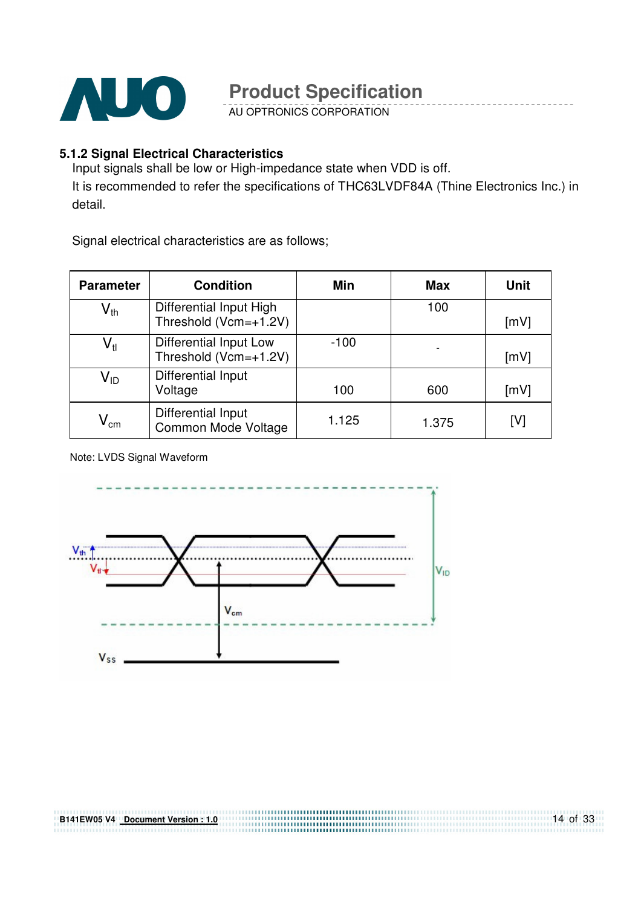### 5.1.2 Signal Electrical Characteristics

Input signals shall be low or High-impedance state when VDD is off.

It is recommended to refer the specifications of THC63LVDF84A (Thine Electronics Inc.) in detail.

Signal electrical characteristics are as follows;

| Parameter | Condition | Min | Max | Unit |
|---|---|---|---|---|
| $V_{th}$ | Differential Input High Threshold (Vcm=+1.2V) | | 100 | [mV] |
| $V_{tl}$ | Differential Input Low Threshold (Vcm=+1.2V) | -100 | - | [mV] |
| $V_{ID}$ | Differential Input Voltage | 100 | 600 | [mV] |
| $V_{cm}$ | Differential Input Common Mode Voltage | 1.125 | 1.375 | [V] |

Note: LVDS Signal Waveform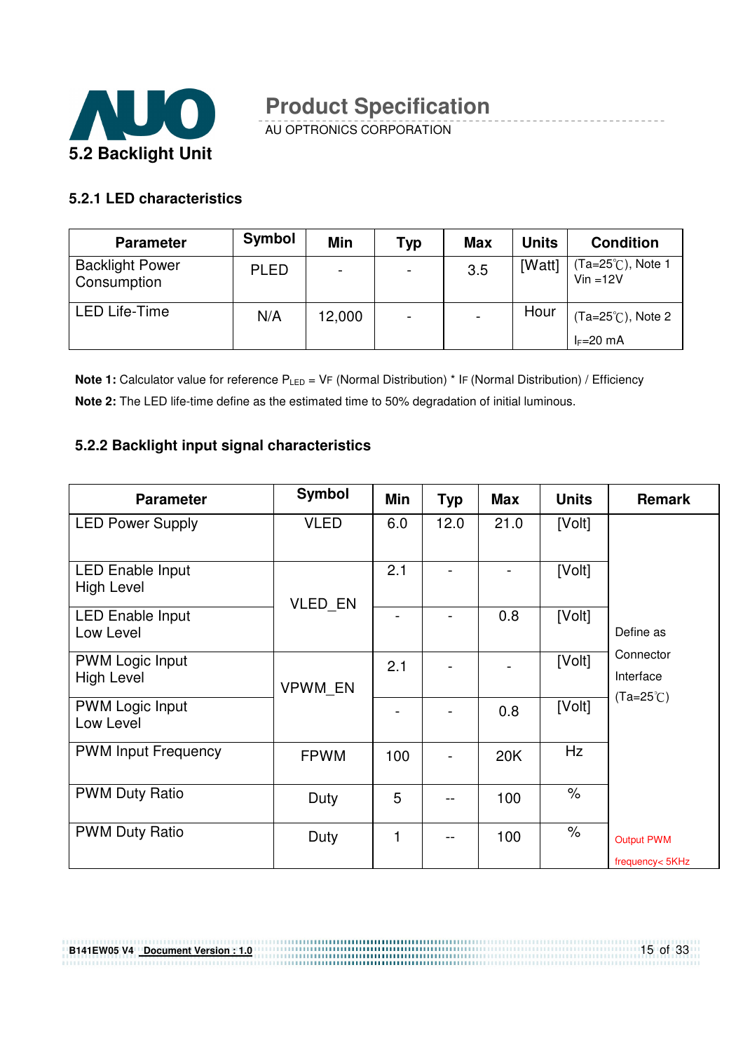## 5.2 Backlight Unit

### 5.2.1 LED characteristics

| Parameter | Symbol | Min | Typ | Max | Units | Condition |
|---|---|---|---|---|---|---|
| Backlight Power Consumption | PLED | - | - | 3.5 | [Watt] | (Ta=25℃), Note 1 Vin =12V |
| LED Life-Time | N/A | 12,000 | - | - | Hour | (Ta=25℃), Note 2 $I_F$=20 mA |

**Note 1:** Calculator value for reference $P_{LED}$ = VF (Normal Distribution) * IF (Normal Distribution) / Efficiency

**Note 2:** The LED life-time define as the estimated time to 50% degradation of initial luminous.

### 5.2.2 Backlight input signal characteristics

| Parameter | Symbol | Min | Typ | Max | Units | Remark |
|---|---|---|---|---|---|---|
| LED Power Supply | VLED | 6.0 | 12.0 | 21.0 | [Volt] | Define as Connector Interface (Ta=25℃) |
| LED Enable Input High Level | VLED_EN | 2.1 | - | - | [Volt] | |
| LED Enable Input Low Level | | - | - | 0.8 | [Volt] | |
| PWM Logic Input High Level | VPWM_EN | 2.1 | - | - | [Volt] | |
| PWM Logic Input Low Level | | - | - | 0.8 | [Volt] | |
| PWM Input Frequency | FPWM | 100 | - | 20K | Hz | |
| PWM Duty Ratio | Duty | 5 | -- | 100 | % | |
| PWM Duty Ratio | Duty | 1 | -- | 100 | % | Output PWM frequency< 5KHz |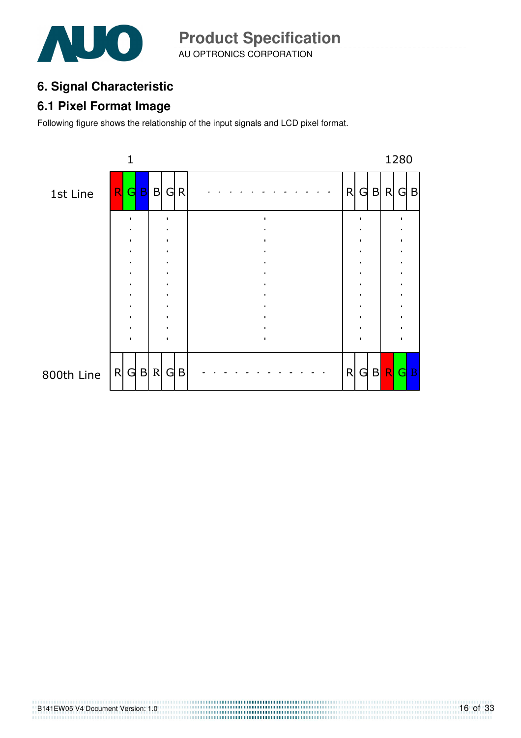## 6. Signal Characteristic

### 6.1 Pixel Format Image

Following figure shows the relationship of the input signals and LCD pixel format.

| | 1 | | | | | | | | | | | 1280 | |
|---|---|---|---|---|---|---|---|---|---|---|---|---|---|
| 1st Line | R | G | B | B | G | R | - - - - - - - - - - - - - | R | G | B | R | G | B |
| 800th Line | R | G | B | R | G | B | - - - - - - - - - - - - - | R | G | B | R | G | B |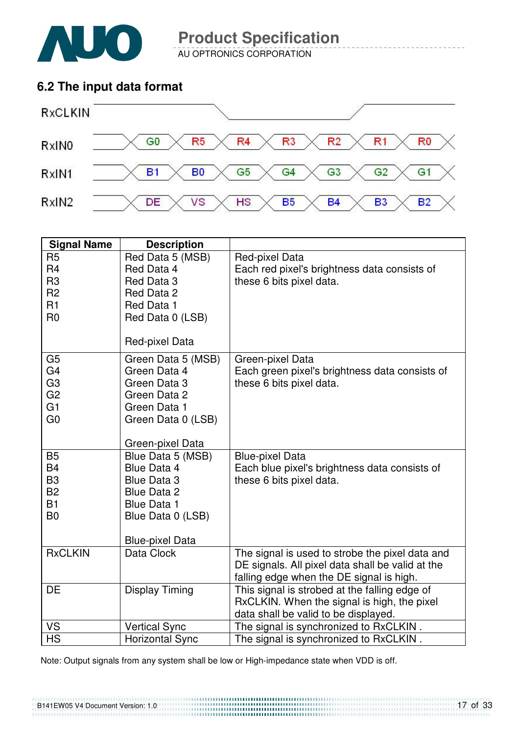## 6.2 The input data format

RxCLKIN

RxIN0: G0 | R5 | R4 | R3 | R2 | R1 | R0

RxIN1: B1 | B0 | G5 | G4 | G3 | G2 | G1

RxIN2: DE | VS | HS | B5 | B4 | B3 | B2

| Signal Name | Description | |
|---|---|---|
| R5<br>R4<br>R3<br>R2<br>R1<br>R0 | Red Data 5 (MSB)<br>Red Data 4<br>Red Data 3<br>Red Data 2<br>Red Data 1<br>Red Data 0 (LSB)<br><br>Red-pixel Data | Red-pixel Data<br>Each red pixel's brightness data consists of these 6 bits pixel data. |
| G5<br>G4<br>G3<br>G2<br>G1<br>G0 | Green Data 5 (MSB)<br>Green Data 4<br>Green Data 3<br>Green Data 2<br>Green Data 1<br>Green Data 0 (LSB)<br><br>Green-pixel Data | Green-pixel Data<br>Each green pixel's brightness data consists of these 6 bits pixel data. |
| B5<br>B4<br>B3<br>B2<br>B1<br>B0 | Blue Data 5 (MSB)<br>Blue Data 4<br>Blue Data 3<br>Blue Data 2<br>Blue Data 1<br>Blue Data 0 (LSB)<br><br>Blue-pixel Data | Blue-pixel Data<br>Each blue pixel's brightness data consists of these 6 bits pixel data. |
| RxCLKIN | Data Clock | The signal is used to strobe the pixel data and DE signals. All pixel data shall be valid at the falling edge when the DE signal is high. |
| DE | Display Timing | This signal is strobed at the falling edge of RxCLKIN. When the signal is high, the pixel data shall be valid to be displayed. |
| VS | Vertical Sync | The signal is synchronized to RxCLKIN . |
| HS | Horizontal Sync | The signal is synchronized to RxCLKIN . |

Note: Output signals from any system shall be low or High-impedance state when VDD is off.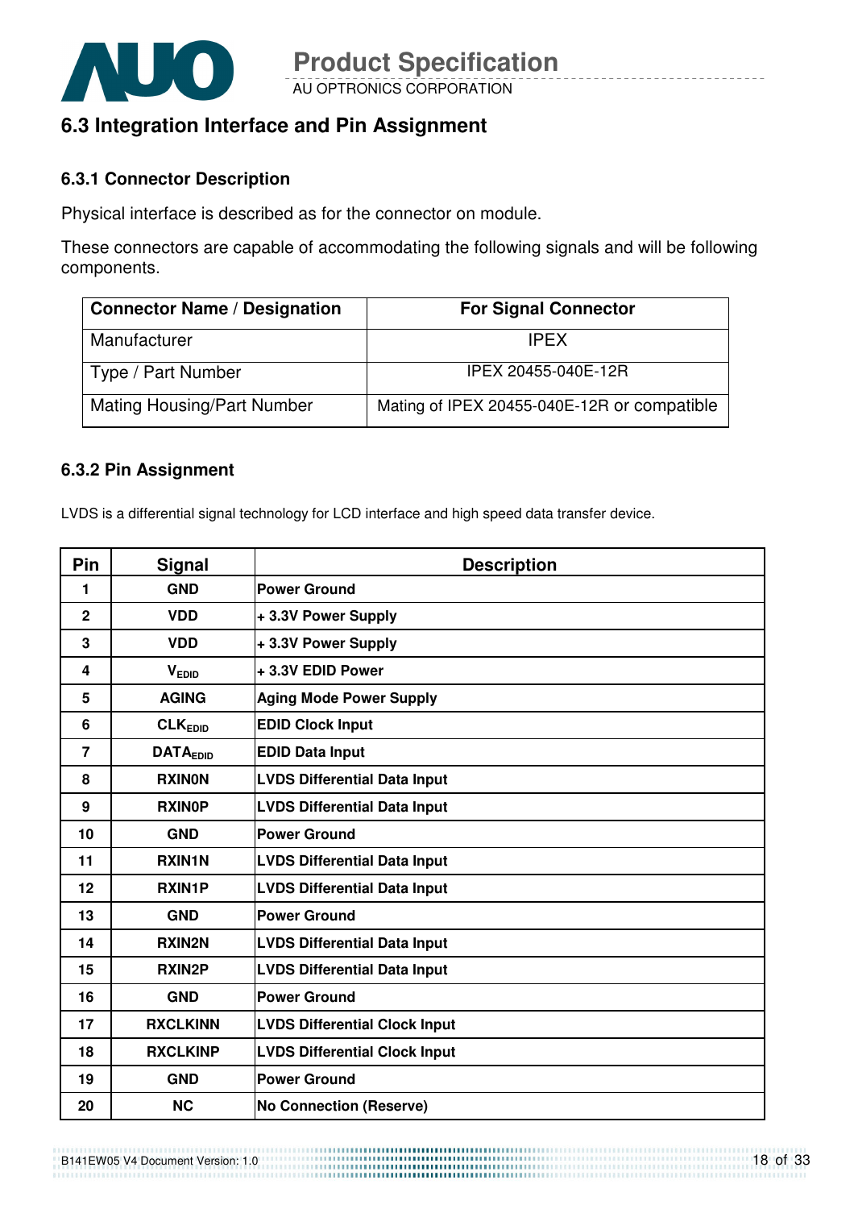## 6.3 Integration Interface and Pin Assignment

### 6.3.1 Connector Description

Physical interface is described as for the connector on module.

These connectors are capable of accommodating the following signals and will be following components.

| Connector Name / Designation | For Signal Connector |
|---|---|
| Manufacturer | IPEX |
| Type / Part Number | IPEX 20455-040E-12R |
| Mating Housing/Part Number | Mating of IPEX 20455-040E-12R or compatible |

### 6.3.2 Pin Assignment

LVDS is a differential signal technology for LCD interface and high speed data transfer device.

| Pin | Signal | Description |
|---|---|---|
| 1 | GND | Power Ground |
| 2 | VDD | + 3.3V Power Supply |
| 3 | VDD | + 3.3V Power Supply |
| 4 | $V_{EDID}$ | + 3.3V EDID Power |
| 5 | AGING | Aging Mode Power Supply |
| 6 | $CLK_{EDID}$ | EDID Clock Input |
| 7 | $DATA_{EDID}$ | EDID Data Input |
| 8 | RXIN0N | LVDS Differential Data Input |
| 9 | RXIN0P | LVDS Differential Data Input |
| 10 | GND | Power Ground |
| 11 | RXIN1N | LVDS Differential Data Input |
| 12 | RXIN1P | LVDS Differential Data Input |
| 13 | GND | Power Ground |
| 14 | RXIN2N | LVDS Differential Data Input |
| 15 | RXIN2P | LVDS Differential Data Input |
| 16 | GND | Power Ground |
| 17 | RXCLKINN | LVDS Differential Clock Input |
| 18 | RXCLKINP | LVDS Differential Clock Input |
| 19 | GND | Power Ground |
| 20 | NC | No Connection (Reserve) |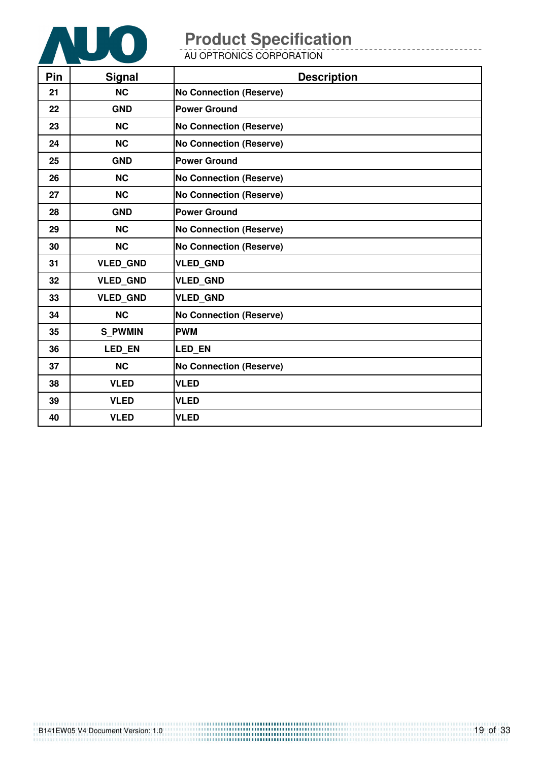| Pin | Signal | Description |
|---|---|---|
| 21 | NC | No Connection (Reserve) |
| 22 | GND | Power Ground |
| 23 | NC | No Connection (Reserve) |
| 24 | NC | No Connection (Reserve) |
| 25 | GND | Power Ground |
| 26 | NC | No Connection (Reserve) |
| 27 | NC | No Connection (Reserve) |
| 28 | GND | Power Ground |
| 29 | NC | No Connection (Reserve) |
| 30 | NC | No Connection (Reserve) |
| 31 | VLED_GND | VLED_GND |
| 32 | VLED_GND | VLED_GND |
| 33 | VLED_GND | VLED_GND |
| 34 | NC | No Connection (Reserve) |
| 35 | S_PWMIN | PWM |
| 36 | LED_EN | LED_EN |
| 37 | NC | No Connection (Reserve) |
| 38 | VLED | VLED |
| 39 | VLED | VLED |
| 40 | VLED | VLED |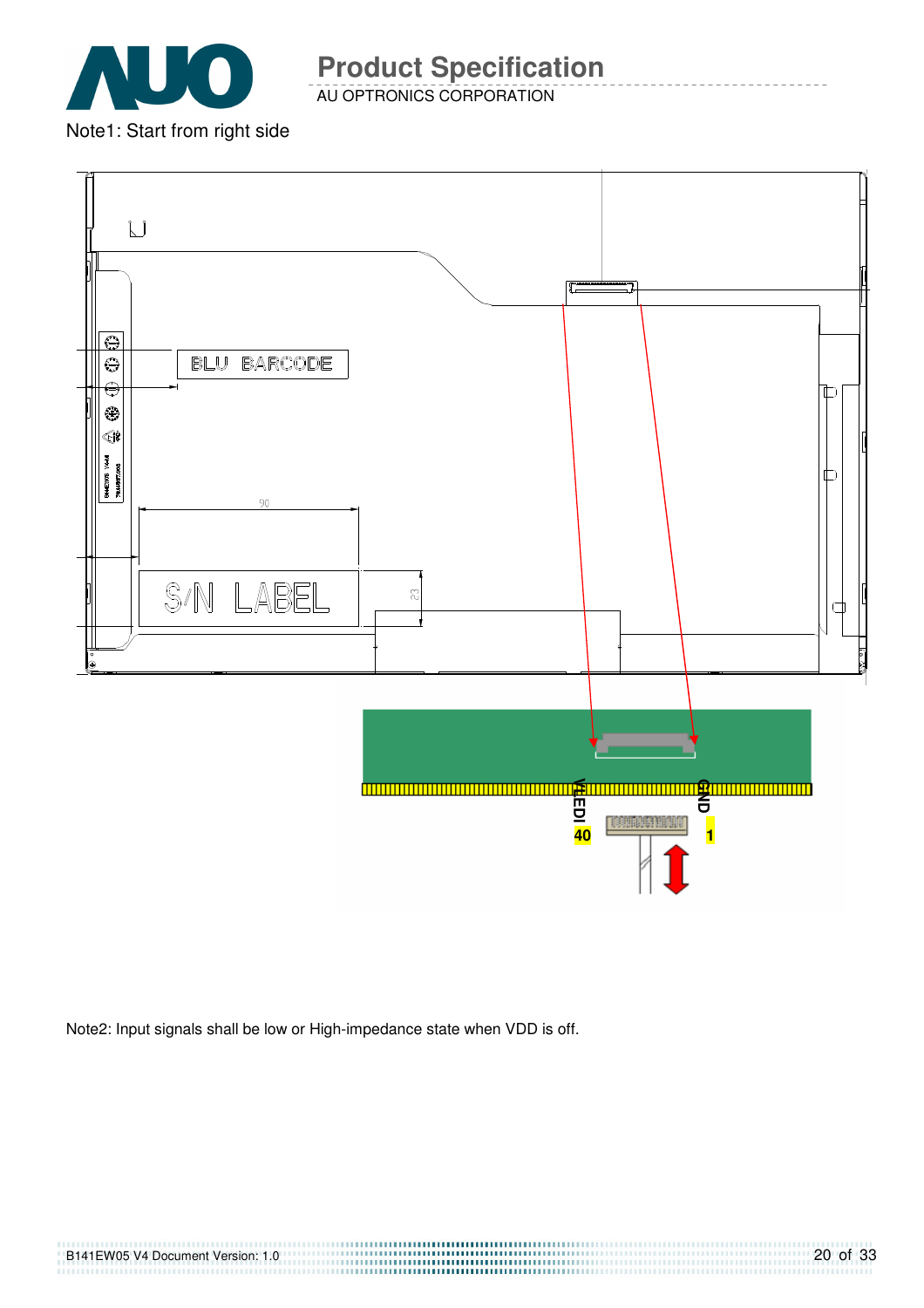Note1: Start from right side

Note2: Input signals shall be low or High-impedance state when VDD is off.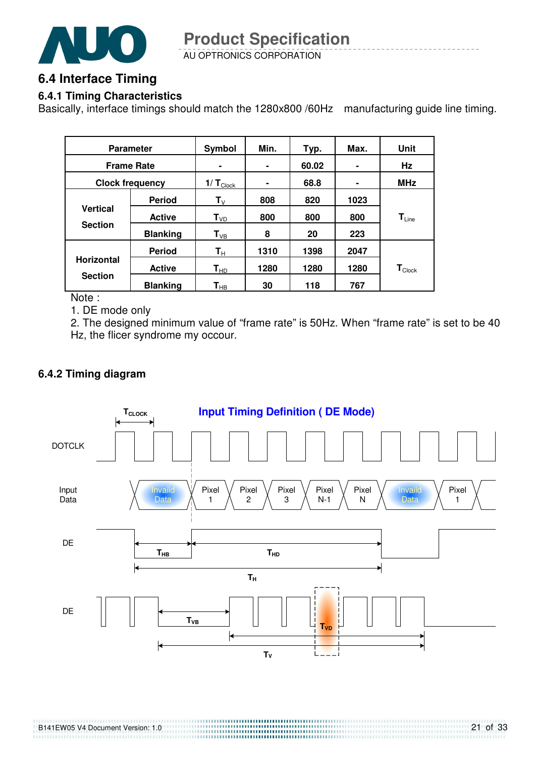## 6.4 Interface Timing

### 6.4.1 Timing Characteristics

Basically, interface timings should match the 1280x800 /60Hz manufacturing guide line timing.

| Parameter | | Symbol | Min. | Typ. | Max. | Unit |
|---|---|---|---|---|---|---|
| Frame Rate | | - | - | 60.02 | - | Hz |
| Clock frequency | | $1/T_{Clock}$ | - | 68.8 | - | MHz |
| Vertical Section | Period | $T_V$ | 808 | 820 | 1023 | $T_{Line}$ |
| | Active | $T_{VD}$ | 800 | 800 | 800 | |
| | Blanking | $T_{VB}$ | 8 | 20 | 223 | |
| Horizontal Section | Period | $T_H$ | 1310 | 1398 | 2047 | $T_{Clock}$ |
| | Active | $T_{HD}$ | 1280 | 1280 | 1280 | |
| | Blanking | $T_{HB}$ | 30 | 118 | 767 | |

Note :

1. DE mode only
2. The designed minimum value of "frame rate" is 50Hz. When "frame rate" is set to be 40 Hz, the flicer syndrome my occour.

### 6.4.2 Timing diagram

**Input Timing Definition ( DE Mode)**

$T_{CLOCK}$

DOTCLK

Input Data: Invaild Data | Pixel 1 | Pixel 2 | Pixel 3 | Pixel N-1 | Pixel N | Invaild Data | Pixel 1

DE: $T_{HB}$, $T_{HD}$, $T_H$

DE: $T_{VB}$, $T_{VD}$, $T_V$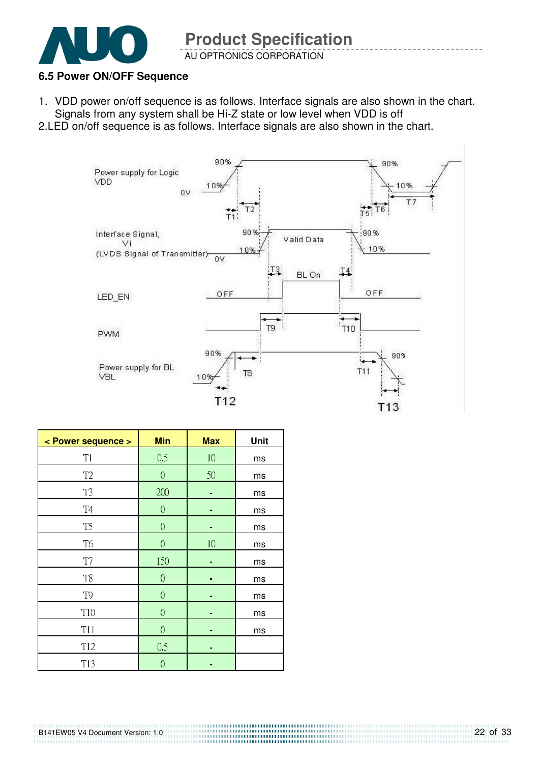### 6.5 Power ON/OFF Sequence

1. VDD power on/off sequence is as follows. Interface signals are also shown in the chart. Signals from any system shall be Hi-Z state or low level when VDD is off
2. LED on/off sequence is as follows. Interface signals are also shown in the chart.

| < Power sequence > | Min | Max | Unit |
|---|---|---|---|
| T1 | 0.5 | 10 | ms |
| T2 | 0 | 50 | ms |
| T3 | 200 | - | ms |
| T4 | 0 | - | ms |
| T5 | 0 | - | ms |
| T6 | 0 | 10 | ms |
| T7 | 150 | - | ms |
| T8 | 0 | - | ms |
| T9 | 0 | - | ms |
| T10 | 0 | - | ms |
| T11 | 0 | - | ms |
| T12 | 0.5 | - | |
| T13 | 0 | - | |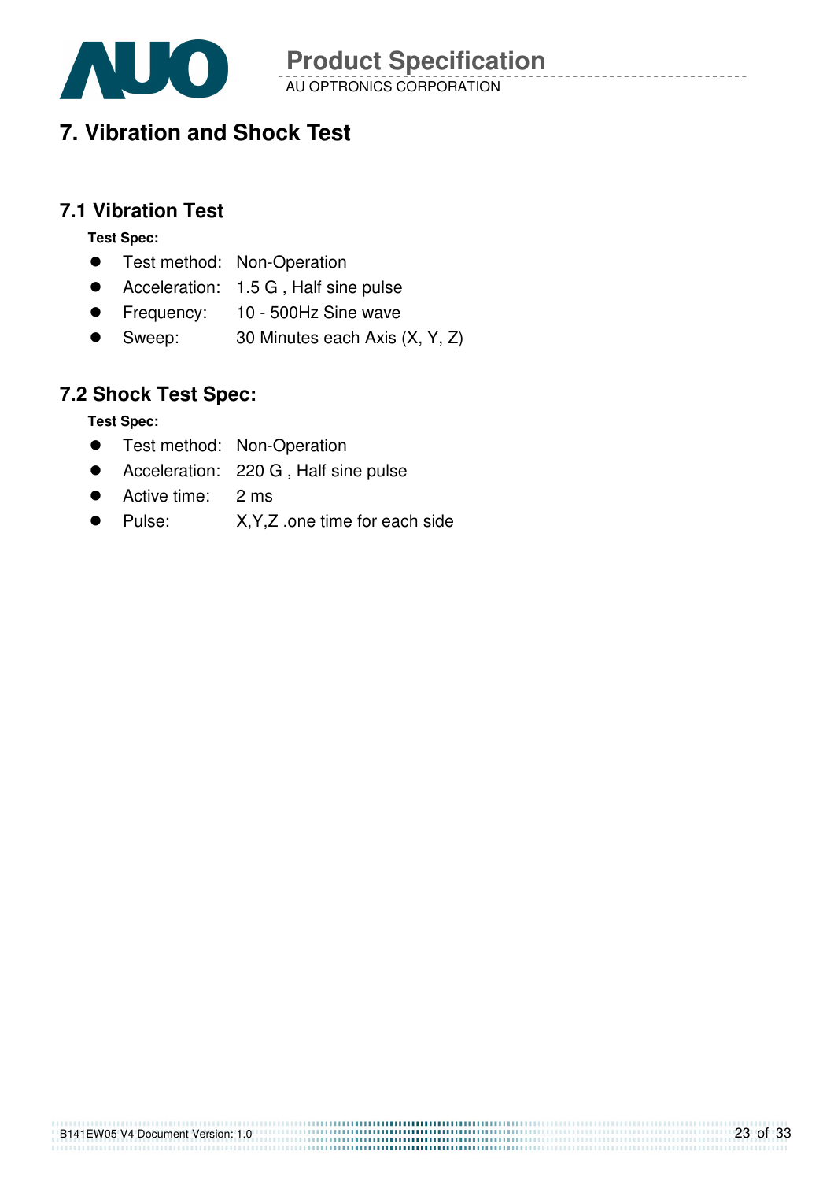# 7. Vibration and Shock Test

## 7.1 Vibration Test

**Test Spec:**

- Test method: Non-Operation
- Acceleration: 1.5 G , Half sine pulse
- Frequency: 10 - 500Hz Sine wave
- Sweep: 30 Minutes each Axis (X, Y, Z)

## 7.2 Shock Test Spec:

**Test Spec:**

- Test method: Non-Operation
- Acceleration: 220 G , Half sine pulse
- Active time: 2 ms
- Pulse: X,Y,Z .one time for each side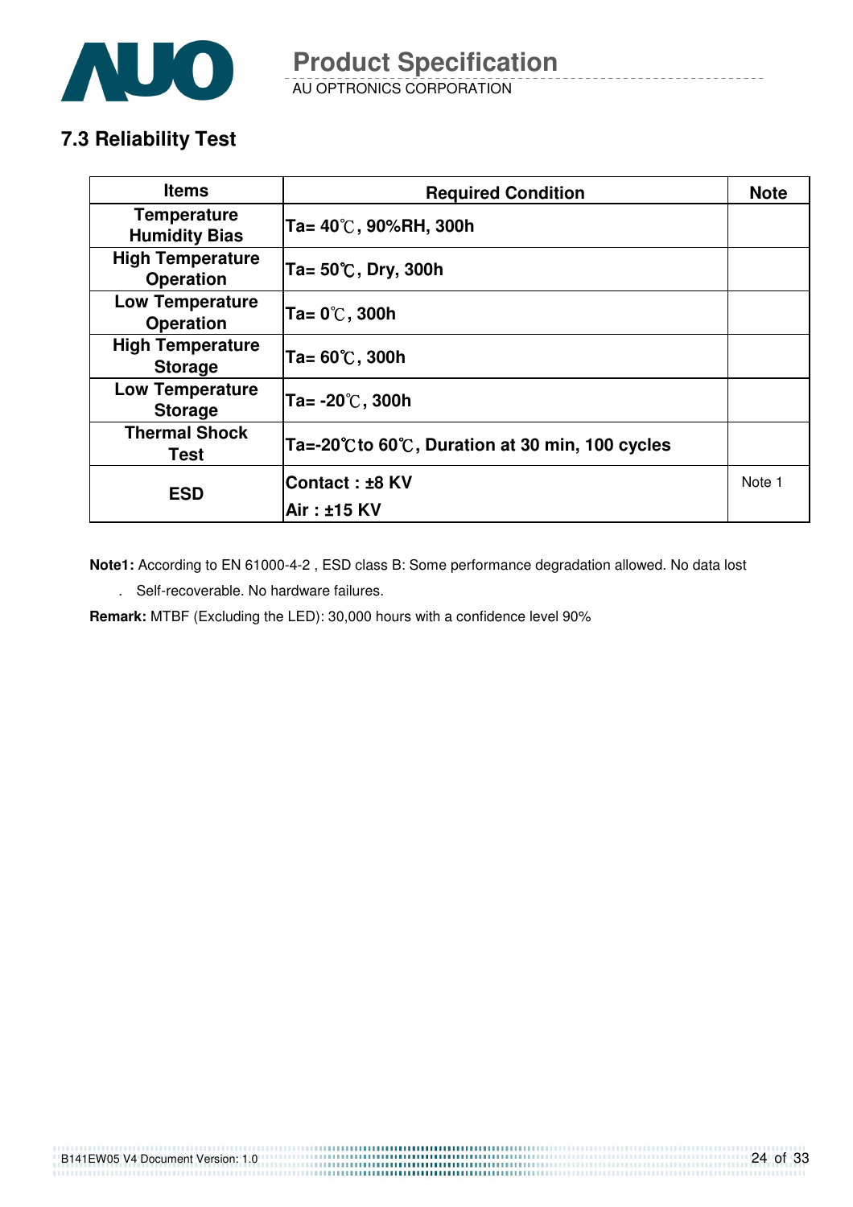## 7.3 Reliability Test

| Items | Required Condition | Note |
|---|---|---|
| Temperature Humidity Bias | Ta= 40℃, 90%RH, 300h | |
| High Temperature Operation | Ta= 50℃, Dry, 300h | |
| Low Temperature Operation | Ta= 0℃, 300h | |
| High Temperature Storage | Ta= 60℃, 300h | |
| Low Temperature Storage | Ta= -20℃, 300h | |
| Thermal Shock Test | Ta=-20℃to 60℃, Duration at 30 min, 100 cycles | |
| ESD | Contact : ±8 KV<br>Air : ±15 KV | Note 1 |

**Note1:** According to EN 61000-4-2 , ESD class B: Some performance degradation allowed. No data lost

. Self-recoverable. No hardware failures.

**Remark:** MTBF (Excluding the LED): 30,000 hours with a confidence level 90%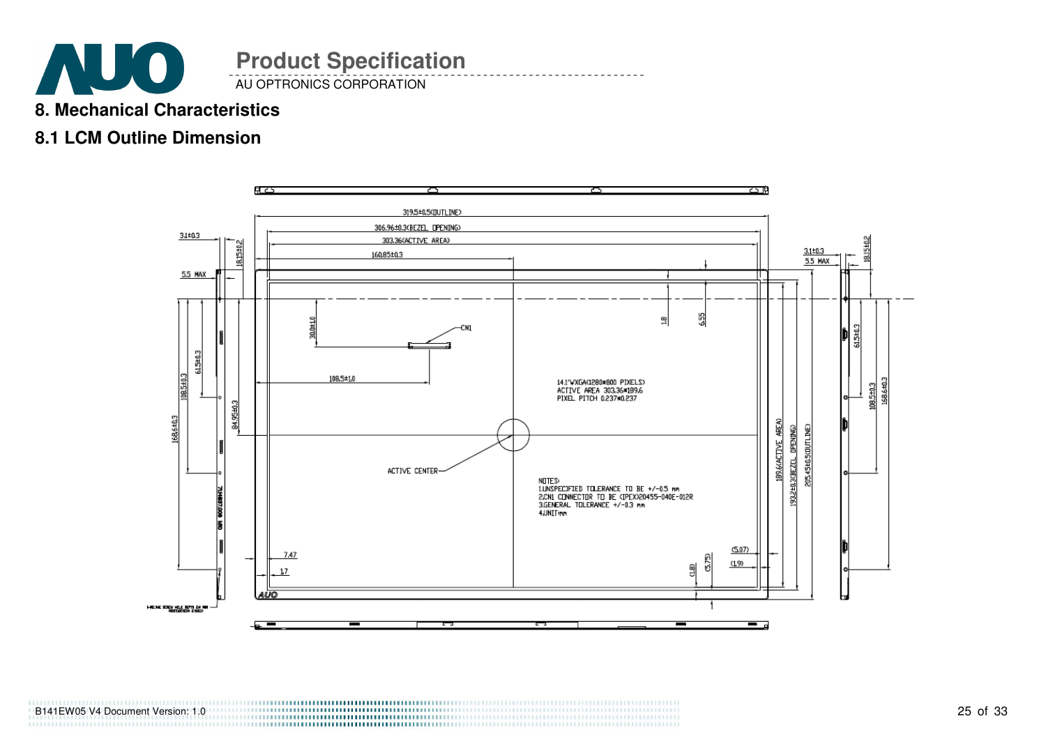## 8. Mechanical Characteristics

### 8.1 LCM Outline Dimension

319.5±0.5(OUTLINE)

306.96±0.3(BEZEL OPENING)

303.36(ACTIVE AREA)

160.85±0.3

3.1±0.3

5.5 MAX

18.15±0.2

30.0±1.0

CN1

1.8

6.55

108.5±1.0

61.5±0.3

108.5±0.3

168.6±0.3

84.95±0.3

14.1"WXGA(1280*800 PIXELS)
ACTIVE AREA 303.36*189.6
PIXEL PITCH 0.237*0.237

ACTIVE CENTER

NOTES:
1.UNSPECIFIED TOLERANCE TO BE +/-0.5 mm
2.CN1 CONNECTOR TO BE (IPEX)20455-040E-012R
3.GENERAL TOLERANCE +/-0.3 mm
4.UNIT:mm

189.6(ACTIVE AREA)

193.2±0.3(BEZEL OPENING)

205.45±0.5(OUTLINE)

7.47

1.7

(1.8)

(5.75)

(5.07)

(1.9)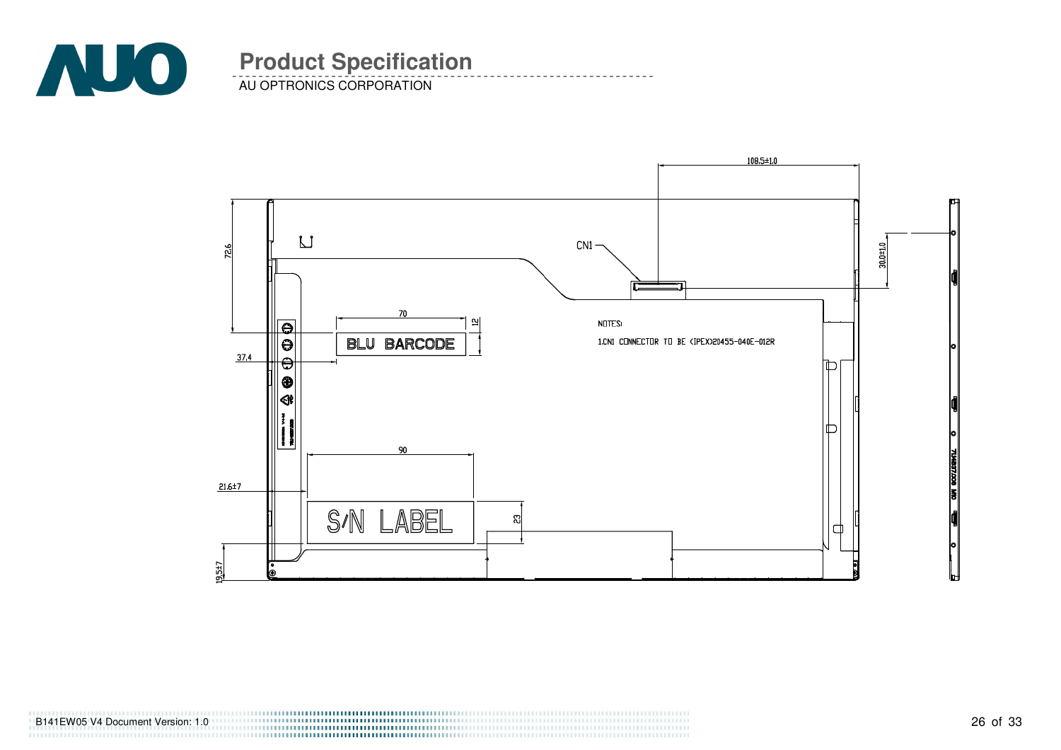108.5±1.0

CN1

30.0±1.0

72.6

70

12

BLU BARCODE

37.4

NOTES:

1.CN1 CONNECTOR TO BE (IPEX)20455-040E-012R

90

21.6±7

S/N LABEL

23

19.5±7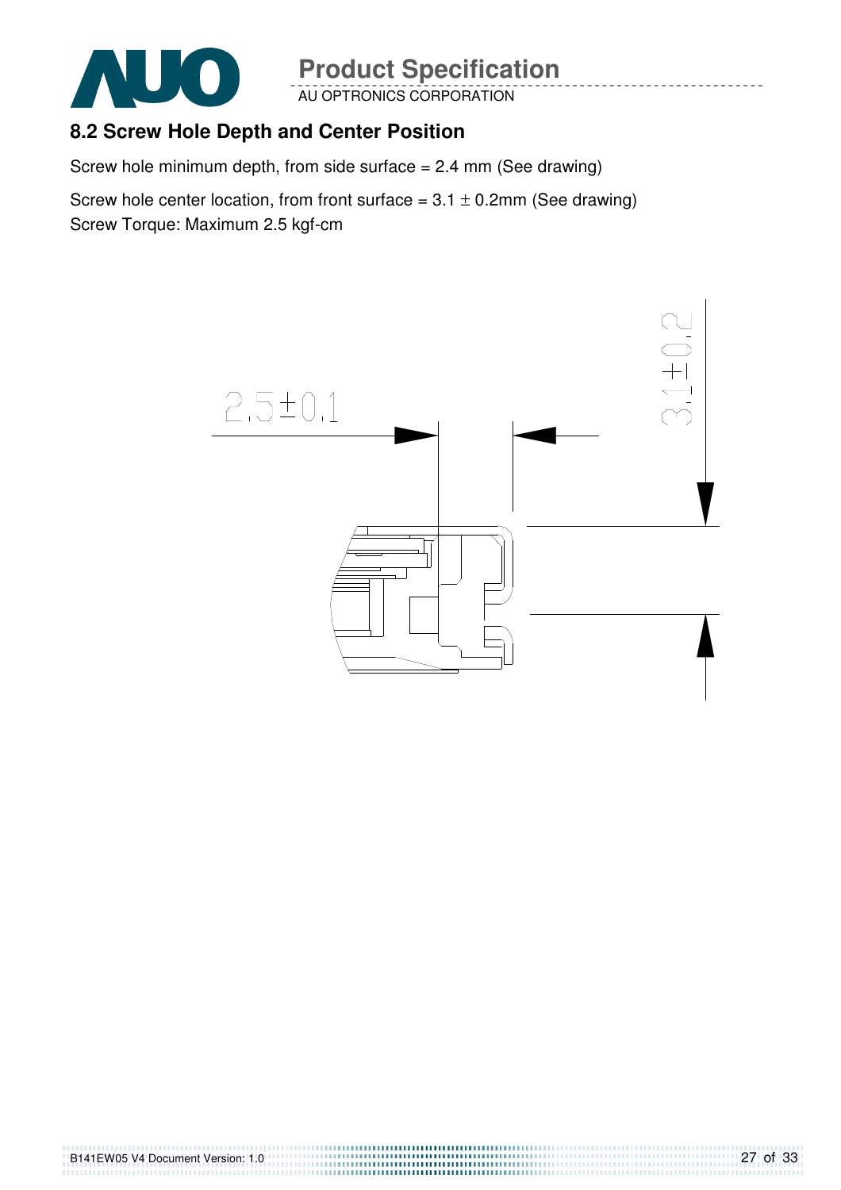## 8.2 Screw Hole Depth and Center Position

Screw hole minimum depth, from side surface = 2.4 mm (See drawing)

Screw hole center location, from front surface = 3.1 ± 0.2mm (See drawing)

Screw Torque: Maximum 2.5 kgf-cm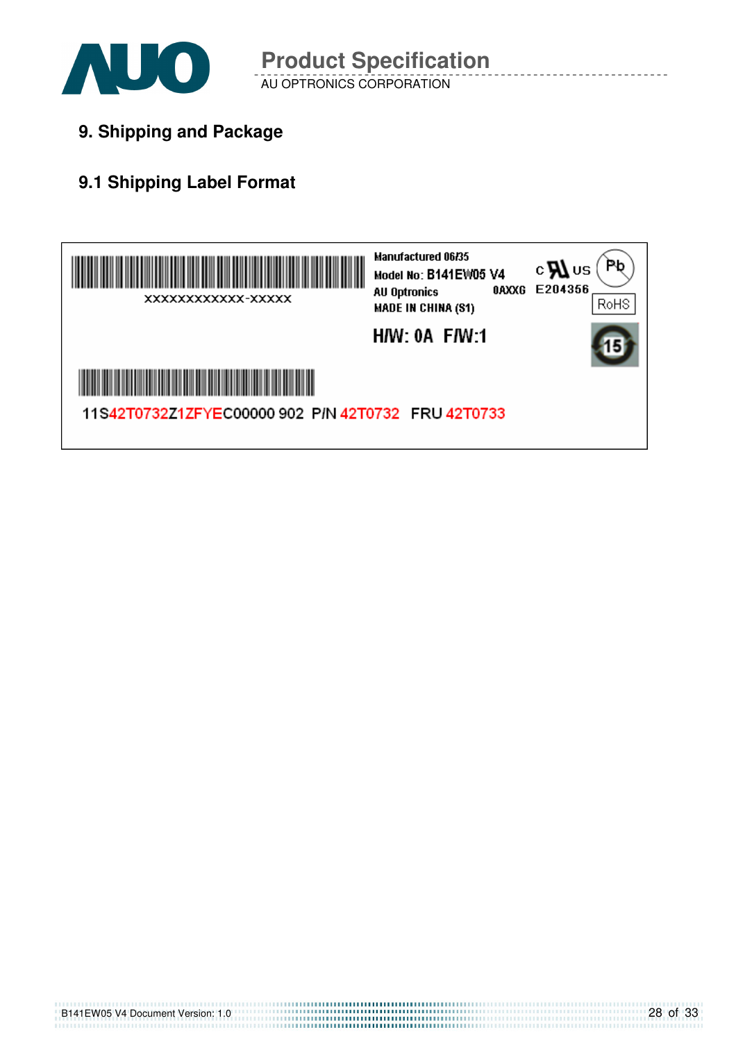## 9. Shipping and Package

### 9.1 Shipping Label Format

XXXXXXXXXXXX-XXXXX

Manufactured 06/35
Model No: B141EW05 V4
AU Optronics 0AXXG
MADE IN CHINA (S1)

E204356

RoHS

H/W: 0A F/W:1

11S42T0732Z1ZFYEC00000 902 P/N 42T0732 FRU 42T0733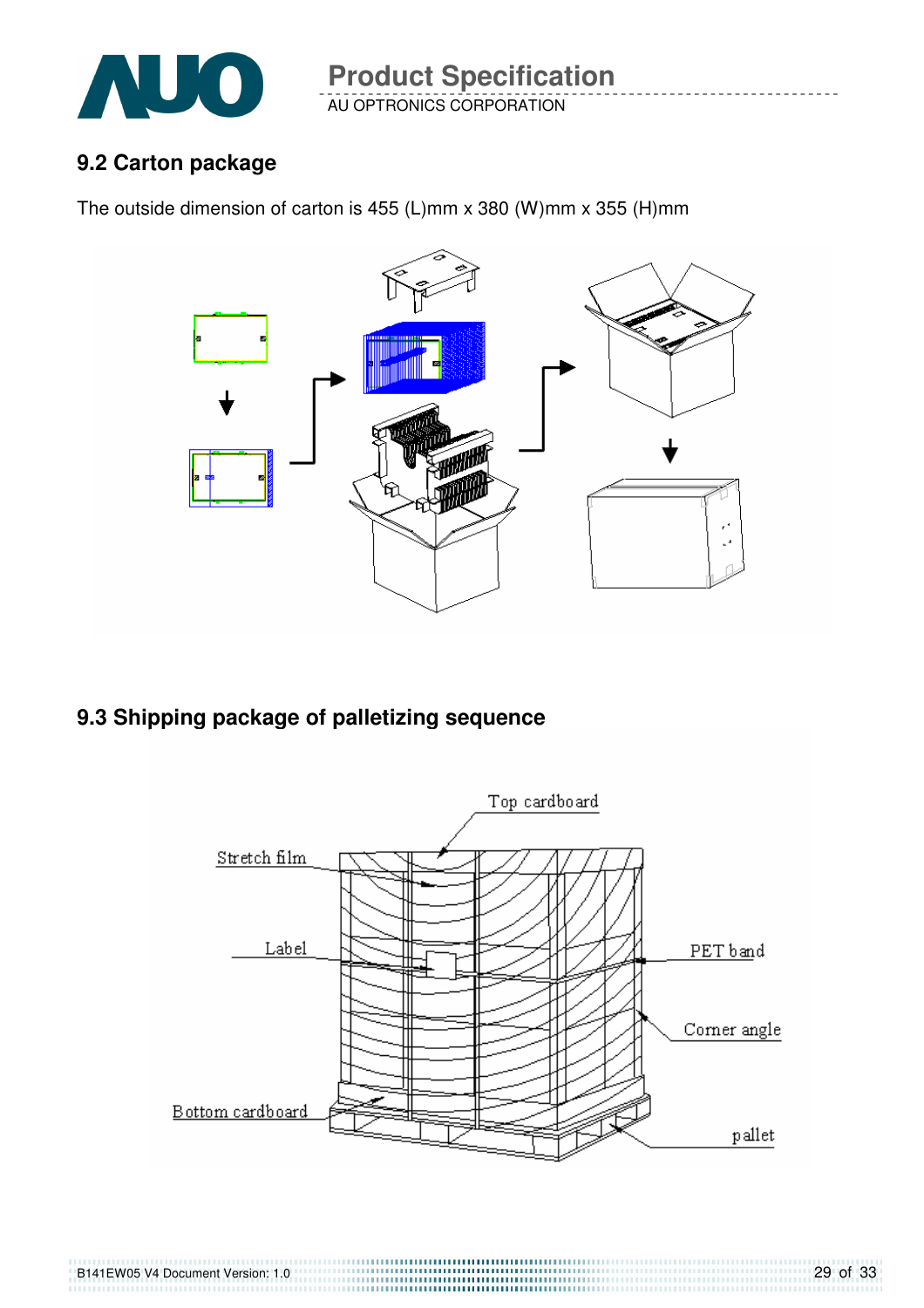## 9.2 Carton package

The outside dimension of carton is 455 (L)mm x 380 (W)mm x 355 (H)mm

## 9.3 Shipping package of palletizing sequence

Top cardboard

Stretch film

Label

PET band

Corner angle

Bottom cardboard

pallet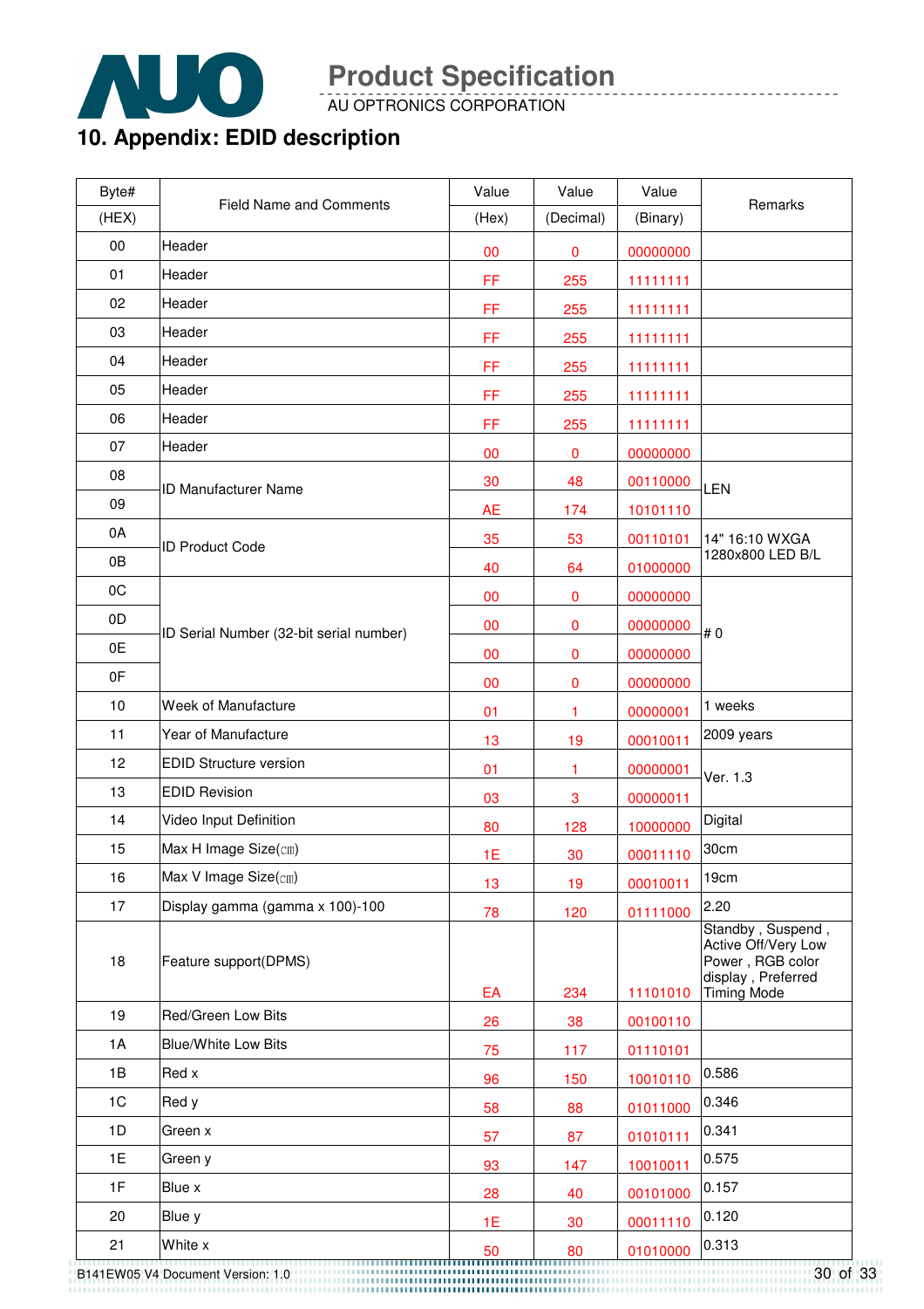## 10. Appendix: EDID description

| Byte# (HEX) | Field Name and Comments | Value (Hex) | Value (Decimal) | Value (Binary) | Remarks |
|---|---|---|---|---|---|
| 00 | Header | 00 | 0 | 00000000 | |
| 01 | Header | FF | 255 | 11111111 | |
| 02 | Header | FF | 255 | 11111111 | |
| 03 | Header | FF | 255 | 11111111 | |
| 04 | Header | FF | 255 | 11111111 | |
| 05 | Header | FF | 255 | 11111111 | |
| 06 | Header | FF | 255 | 11111111 | |
| 07 | Header | 00 | 0 | 00000000 | |
| 08 | ID Manufacturer Name | 30 | 48 | 00110000 | LEN |
| 09 | | AE | 174 | 10101110 | |
| 0A | ID Product Code | 35 | 53 | 00110101 | 14" 16:10 WXGA 1280x800 LED B/L |
| 0B | | 40 | 64 | 01000000 | |
| 0C | ID Serial Number (32-bit serial number) | 00 | 0 | 00000000 | # 0 |
| 0D | | 00 | 0 | 00000000 | |
| 0E | | 00 | 0 | 00000000 | |
| 0F | | 00 | 0 | 00000000 | |
| 10 | Week of Manufacture | 01 | 1 | 00000001 | 1 weeks |
| 11 | Year of Manufacture | 13 | 19 | 00010011 | 2009 years |
| 12 | EDID Structure version | 01 | 1 | 00000001 | Ver. 1.3 |
| 13 | EDID Revision | 03 | 3 | 00000011 | |
| 14 | Video Input Definition | 80 | 128 | 10000000 | Digital |
| 15 | Max H Image Size(㎝) | 1E | 30 | 00011110 | 30cm |
| 16 | Max V Image Size(㎝) | 13 | 19 | 00010011 | 19cm |
| 17 | Display gamma (gamma x 100)-100 | 78 | 120 | 01111000 | 2.20 |
| 18 | Feature support(DPMS) | EA | 234 | 11101010 | Standby , Suspend , Active Off/Very Low Power , RGB color display , Preferred Timing Mode |
| 19 | Red/Green Low Bits | 26 | 38 | 00100110 | |
| 1A | Blue/White Low Bits | 75 | 117 | 01110101 | |
| 1B | Red x | 96 | 150 | 10010110 | 0.586 |
| 1C | Red y | 58 | 88 | 01011000 | 0.346 |
| 1D | Green x | 57 | 87 | 01010111 | 0.341 |
| 1E | Green y | 93 | 147 | 10010011 | 0.575 |
| 1F | Blue x | 28 | 40 | 00101000 | 0.157 |
| 20 | Blue y | 1E | 30 | 00011110 | 0.120 |
| 21 | White x | 50 | 80 | 01010000 | 0.313 |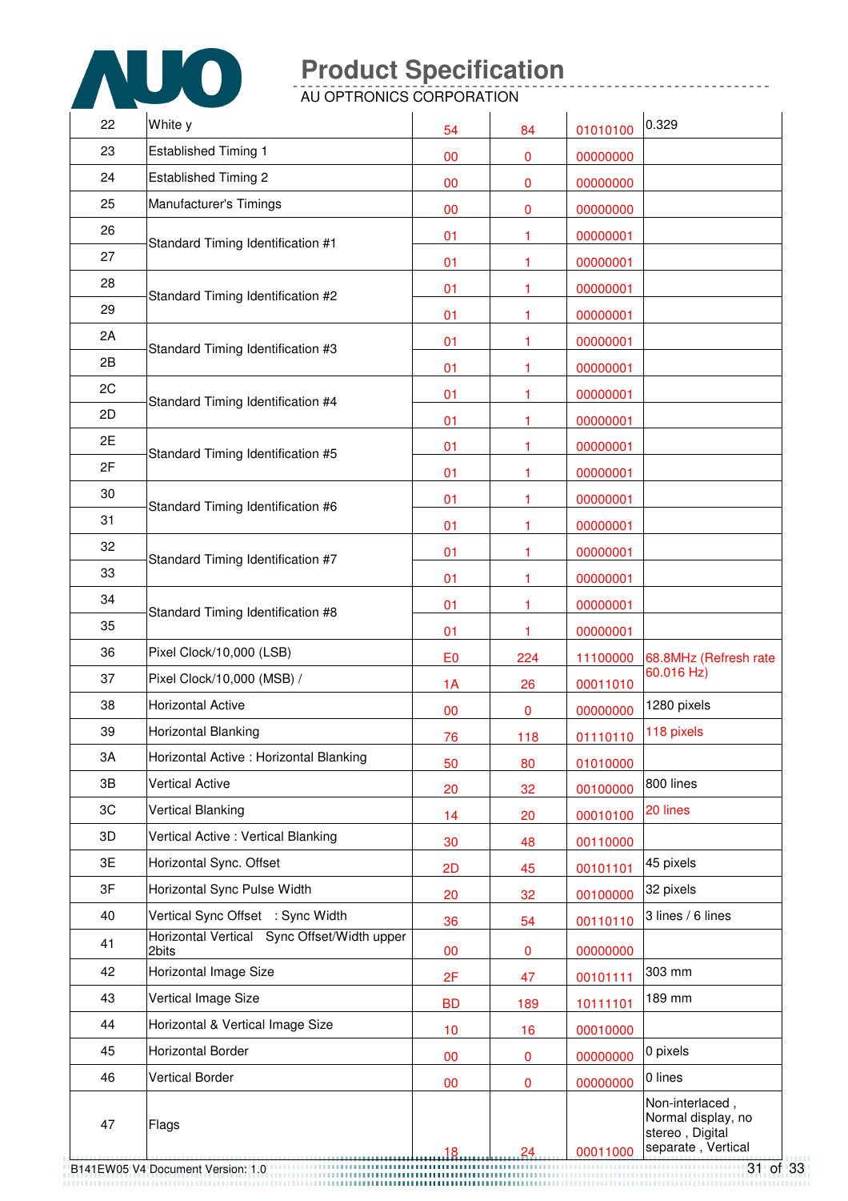| 22 | White y | 54 | 84 | 01010100 | 0.329 |
|---|---|---|---|---|---|
| 23 | Established Timing 1 | 00 | 0 | 00000000 | |
| 24 | Established Timing 2 | 00 | 0 | 00000000 | |
| 25 | Manufacturer's Timings | 00 | 0 | 00000000 | |
| 26 | Standard Timing Identification #1 | 01 | 1 | 00000001 | |
| 27 | | 01 | 1 | 00000001 | |
| 28 | Standard Timing Identification #2 | 01 | 1 | 00000001 | |
| 29 | | 01 | 1 | 00000001 | |
| 2A | Standard Timing Identification #3 | 01 | 1 | 00000001 | |
| 2B | | 01 | 1 | 00000001 | |
| 2C | Standard Timing Identification #4 | 01 | 1 | 00000001 | |
| 2D | | 01 | 1 | 00000001 | |
| 2E | Standard Timing Identification #5 | 01 | 1 | 00000001 | |
| 2F | | 01 | 1 | 00000001 | |
| 30 | Standard Timing Identification #6 | 01 | 1 | 00000001 | |
| 31 | | 01 | 1 | 00000001 | |
| 32 | Standard Timing Identification #7 | 01 | 1 | 00000001 | |
| 33 | | 01 | 1 | 00000001 | |
| 34 | Standard Timing Identification #8 | 01 | 1 | 00000001 | |
| 35 | | 01 | 1 | 00000001 | |
| 36 | Pixel Clock/10,000 (LSB) | E0 | 224 | 11100000 | 68.8MHz (Refresh rate 60.016 Hz) |
| 37 | Pixel Clock/10,000 (MSB) / | 1A | 26 | 00011010 | |
| 38 | Horizontal Active | 00 | 0 | 00000000 | 1280 pixels |
| 39 | Horizontal Blanking | 76 | 118 | 01110110 | 118 pixels |
| 3A | Horizontal Active : Horizontal Blanking | 50 | 80 | 01010000 | |
| 3B | Vertical Active | 20 | 32 | 00100000 | 800 lines |
| 3C | Vertical Blanking | 14 | 20 | 00010100 | 20 lines |
| 3D | Vertical Active : Vertical Blanking | 30 | 48 | 00110000 | |
| 3E | Horizontal Sync. Offset | 2D | 45 | 00101101 | 45 pixels |
| 3F | Horizontal Sync Pulse Width | 20 | 32 | 00100000 | 32 pixels |
| 40 | Vertical Sync Offset : Sync Width | 36 | 54 | 00110110 | 3 lines / 6 lines |
| 41 | Horizontal Vertical Sync Offset/Width upper 2bits | 00 | 0 | 00000000 | |
| 42 | Horizontal Image Size | 2F | 47 | 00101111 | 303 mm |
| 43 | Vertical Image Size | BD | 189 | 10111101 | 189 mm |
| 44 | Horizontal & Vertical Image Size | 10 | 16 | 00010000 | |
| 45 | Horizontal Border | 00 | 0 | 00000000 | 0 pixels |
| 46 | Vertical Border | 00 | 0 | 00000000 | 0 lines |
| 47 | Flags | 18 | 24 | 00011000 | Non-interlaced , Normal display, no stereo , Digital separate , Vertical |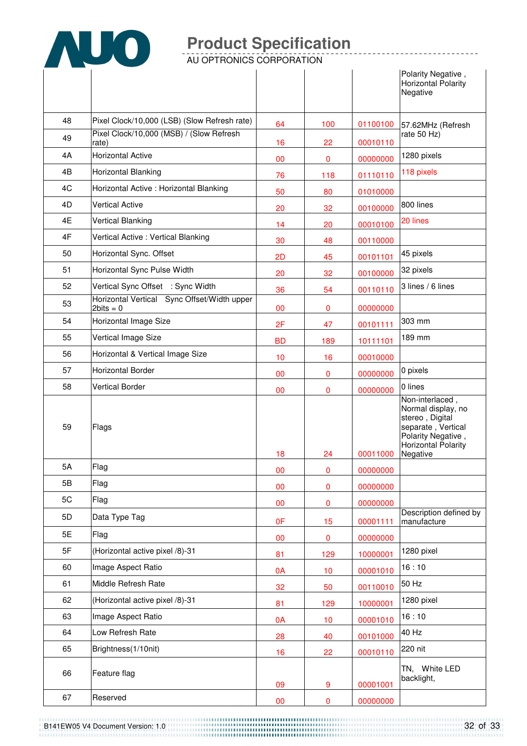| | | | | | Polarity Negative , Horizontal Polarity Negative |
|---|---|---|---|---|---|
| 48 | Pixel Clock/10,000 (LSB) (Slow Refresh rate) | 64 | 100 | 01100100 | 57.62MHz (Refresh rate 50 Hz) |
| 49 | Pixel Clock/10,000 (MSB) / (Slow Refresh rate) | 16 | 22 | 00010110 | |
| 4A | Horizontal Active | 00 | 0 | 00000000 | 1280 pixels |
| 4B | Horizontal Blanking | 76 | 118 | 01110110 | 118 pixels |
| 4C | Horizontal Active : Horizontal Blanking | 50 | 80 | 01010000 | |
| 4D | Vertical Active | 20 | 32 | 00100000 | 800 lines |
| 4E | Vertical Blanking | 14 | 20 | 00010100 | 20 lines |
| 4F | Vertical Active : Vertical Blanking | 30 | 48 | 00110000 | |
| 50 | Horizontal Sync. Offset | 2D | 45 | 00101101 | 45 pixels |
| 51 | Horizontal Sync Pulse Width | 20 | 32 | 00100000 | 32 pixels |
| 52 | Vertical Sync Offset : Sync Width | 36 | 54 | 00110110 | 3 lines / 6 lines |
| 53 | Horizontal Vertical Sync Offset/Width upper 2bits = 0 | 00 | 0 | 00000000 | |
| 54 | Horizontal Image Size | 2F | 47 | 00101111 | 303 mm |
| 55 | Vertical Image Size | BD | 189 | 10111101 | 189 mm |
| 56 | Horizontal & Vertical Image Size | 10 | 16 | 00010000 | |
| 57 | Horizontal Border | 00 | 0 | 00000000 | 0 pixels |
| 58 | Vertical Border | 00 | 0 | 00000000 | 0 lines |
| 59 | Flags | 18 | 24 | 00011000 | Non-interlaced , Normal display, no stereo , Digital separate , Vertical Polarity Negative , Horizontal Polarity Negative |
| 5A | Flag | 00 | 0 | 00000000 | |
| 5B | Flag | 00 | 0 | 00000000 | |
| 5C | Flag | 00 | 0 | 00000000 | |
| 5D | Data Type Tag | 0F | 15 | 00001111 | Description defined by manufacture |
| 5E | Flag | 00 | 0 | 00000000 | |
| 5F | (Horizontal active pixel /8)-31 | 81 | 129 | 10000001 | 1280 pixel |
| 60 | Image Aspect Ratio | 0A | 10 | 00001010 | 16 : 10 |
| 61 | Middle Refresh Rate | 32 | 50 | 00110010 | 50 Hz |
| 62 | (Horizontal active pixel /8)-31 | 81 | 129 | 10000001 | 1280 pixel |
| 63 | Image Aspect Ratio | 0A | 10 | 00001010 | 16 : 10 |
| 64 | Low Refresh Rate | 28 | 40 | 00101000 | 40 Hz |
| 65 | Brightness(1/10nit) | 16 | 22 | 00010110 | 220 nit |
| 66 | Feature flag | 09 | 9 | 00001001 | TN, White LED backlight, |
| 67 | Reserved | 00 | 0 | 00000000 | |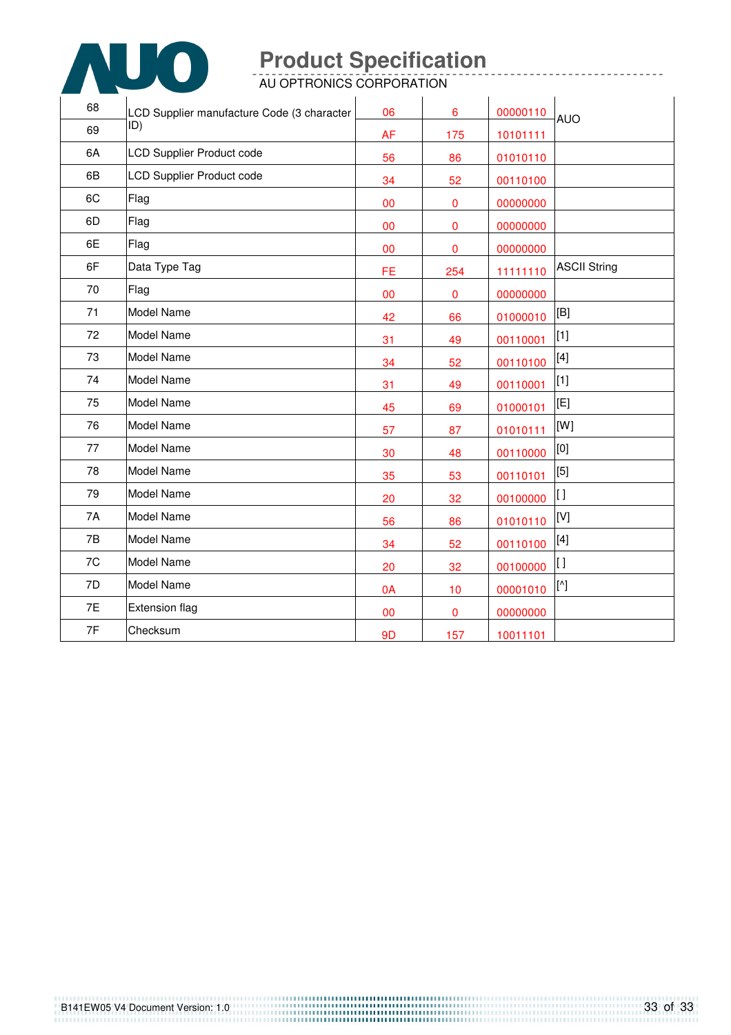| | | | | | |
|---|---|---|---|---|---|
| 68 | LCD Supplier manufacture Code (3 character ID) | 06 | 6 | 00000110 | AUO |
| 69 | | AF | 175 | 10101111 | |
| 6A | LCD Supplier Product code | 56 | 86 | 01010110 | |
| 6B | LCD Supplier Product code | 34 | 52 | 00110100 | |
| 6C | Flag | 00 | 0 | 00000000 | |
| 6D | Flag | 00 | 0 | 00000000 | |
| 6E | Flag | 00 | 0 | 00000000 | |
| 6F | Data Type Tag | FE | 254 | 11111110 | ASCII String |
| 70 | Flag | 00 | 0 | 00000000 | |
| 71 | Model Name | 42 | 66 | 01000010 | [B] |
| 72 | Model Name | 31 | 49 | 00110001 | [1] |
| 73 | Model Name | 34 | 52 | 00110100 | [4] |
| 74 | Model Name | 31 | 49 | 00110001 | [1] |
| 75 | Model Name | 45 | 69 | 01000101 | [E] |
| 76 | Model Name | 57 | 87 | 01010111 | [W] |
| 77 | Model Name | 30 | 48 | 00110000 | [0] |
| 78 | Model Name | 35 | 53 | 00110101 | [5] |
| 79 | Model Name | 20 | 32 | 00100000 | [ ] |
| 7A | Model Name | 56 | 86 | 01010110 | [V] |
| 7B | Model Name | 34 | 52 | 00110100 | [4] |
| 7C | Model Name | 20 | 32 | 00100000 | [ ] |
| 7D | Model Name | 0A | 10 | 00001010 | [^] |
| 7E | Extension flag | 00 | 0 | 00000000 | |
| 7F | Checksum | 9D | 157 | 10011101 | |